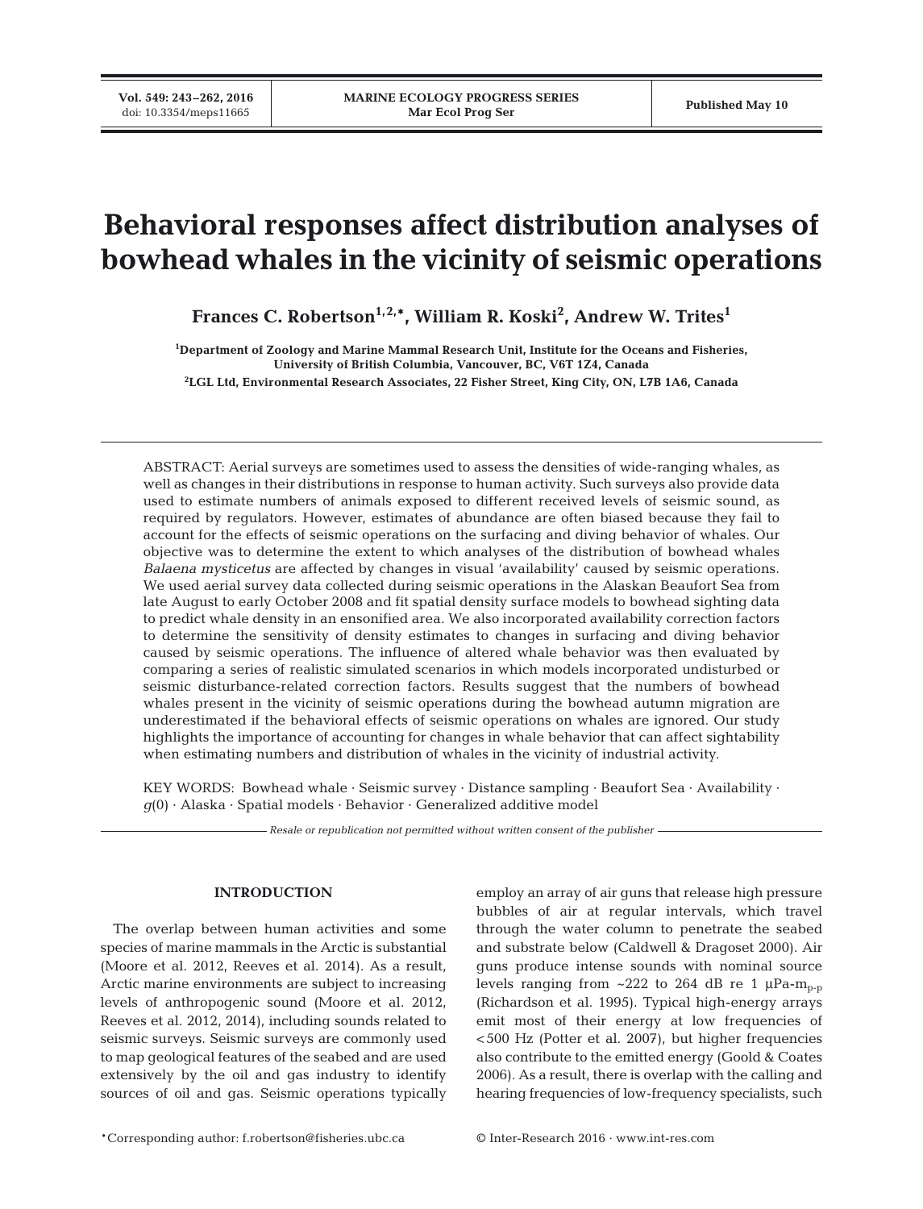# Behavioral responses affect distribution analyses of bowhead whales in the vicinity of seismic operations

**Frances C. Robertson[1,2,*], William R. Koski[2], Andrew W. Trites[1]**

[1]Department of Zoology and Marine Mammal Research Unit, Institute for the Oceans and Fisheries, University of British Columbia, Vancouver, BC, V6T 1Z4, Canada

[2]LGL Ltd, Environmental Research Associates, 22 Fisher Street, King City, ON, L7B 1A6, Canada

ABSTRACT: Aerial surveys are sometimes used to assess the densities of wide-ranging whales, as well as changes in their distributions in response to human activity. Such surveys also provide data used to estimate numbers of animals exposed to different received levels of seismic sound, as required by regulators. However, estimates of abundance are often biased because they fail to account for the effects of seismic operations on the surfacing and diving behavior of whales. Our objective was to determine the extent to which analyses of the distribution of bowhead whales *Balaena mysticetus* are affected by changes in visual 'availability' caused by seismic operations. We used aerial survey data collected during seismic operations in the Alaskan Beaufort Sea from late August to early October 2008 and fit spatial density surface models to bowhead sighting data to predict whale density in an ensonified area. We also incorporated availability correction factors to determine the sensitivity of density estimates to changes in surfacing and diving behavior caused by seismic operations. The influence of altered whale behavior was then evaluated by comparing a series of realistic simulated scenarios in which models incorporated undisturbed or seismic disturbance-related correction factors. Results suggest that the numbers of bowhead whales present in the vicinity of seismic operations during the bowhead autumn migration are underestimated if the behavioral effects of seismic operations on whales are ignored. Our study highlights the importance of accounting for changes in whale behavior that can affect sightability when estimating numbers and distribution of whales in the vicinity of industrial activity.

KEY WORDS: Bowhead whale · Seismic survey · Distance sampling · Beaufort Sea · Availability · *g*(0) · Alaska · Spatial models · Behavior · Generalized additive model

*Resale or republication not permitted without written consent of the publisher*

## INTRODUCTION

The overlap between human activities and some species of marine mammals in the Arctic is substantial (Moore et al. 2012, Reeves et al. 2014). As a result, Arctic marine environments are subject to increasing levels of anthropogenic sound (Moore et al. 2012, Reeves et al. 2012, 2014), including sounds related to seismic surveys. Seismic surveys are commonly used to map geological features of the seabed and are used extensively by the oil and gas industry to identify sources of oil and gas. Seismic operations typically employ an array of air guns that release high pressure bubbles of air at regular intervals, which travel through the water column to penetrate the seabed and substrate below (Caldwell & Dragoset 2000). Air guns produce intense sounds with nominal source levels ranging from ~222 to 264 dB re 1 µPa-$m_{p\text{-}p}$ (Richardson et al. 1995). Typical high-energy arrays emit most of their energy at low frequencies of <500 Hz (Potter et al. 2007), but higher frequencies also contribute to the emitted energy (Goold & Coates 2006). As a result, there is overlap with the calling and hearing frequencies of low-frequency specialists, such

*Corresponding author: f.robertson@fisheries.ubc.ca

© Inter-Research 2016 · www.int-res.com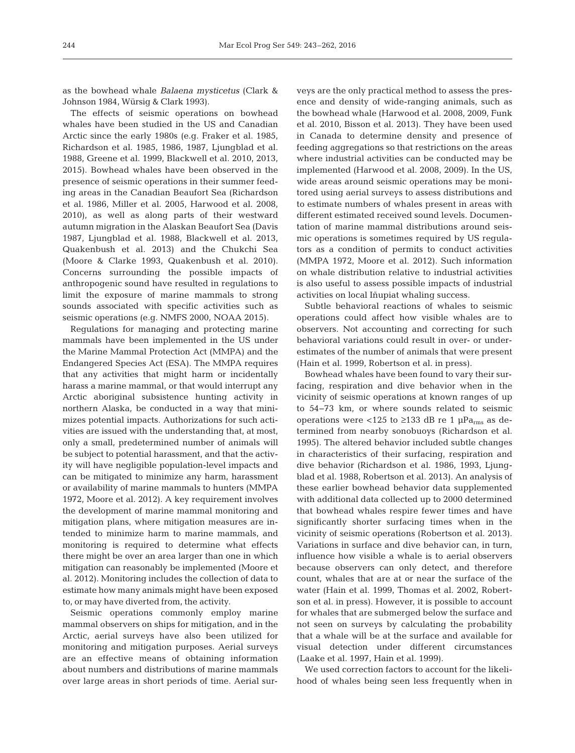as the bowhead whale *Balaena mysticetus* (Clark & Johnson 1984, Würsig & Clark 1993).

The effects of seismic operations on bowhead whales have been studied in the US and Canadian Arctic since the early 1980s (e.g. Fraker et al. 1985, Richardson et al. 1985, 1986, 1987, Ljungblad et al. 1988, Greene et al. 1999, Blackwell et al. 2010, 2013, 2015). Bowhead whales have been observed in the presence of seismic operations in their summer feeding areas in the Canadian Beaufort Sea (Richardson et al. 1986, Miller et al. 2005, Harwood et al. 2008, 2010), as well as along parts of their westward autumn migration in the Alaskan Beaufort Sea (Davis 1987, Ljungblad et al. 1988, Blackwell et al. 2013, Quakenbush et al. 2013) and the Chukchi Sea (Moore & Clarke 1993, Quakenbush et al. 2010). Concerns surrounding the possible impacts of anthropogenic sound have resulted in regulations to limit the exposure of marine mammals to strong sounds associated with specific activities such as seismic operations (e.g. NMFS 2000, NOAA 2015).

Regulations for managing and protecting marine mammals have been implemented in the US under the Marine Mammal Protection Act (MMPA) and the Endangered Species Act (ESA). The MMPA requires that any activities that might harm or incidentally harass a marine mammal, or that would interrupt any Arctic aboriginal subsistence hunting activity in northern Alaska, be conducted in a way that minimizes potential impacts. Authorizations for such activities are issued with the understanding that, at most, only a small, predetermined number of animals will be subject to potential harassment, and that the activity will have negligible population-level impacts and can be mitigated to minimize any harm, harassment or availability of marine mammals to hunters (MMPA 1972, Moore et al. 2012). A key requirement involves the development of marine mammal monitoring and mitigation plans, where mitigation measures are intended to minimize harm to marine mammals, and monitoring is required to determine what effects there might be over an area larger than one in which mitigation can reasonably be implemented (Moore et al. 2012). Monitoring includes the collection of data to estimate how many animals might have been exposed to, or may have diverted from, the activity.

Seismic operations commonly employ marine mammal observers on ships for mitigation, and in the Arctic, aerial surveys have also been utilized for monitoring and mitigation purposes. Aerial surveys are an effective means of obtaining information about numbers and distributions of marine mammals over large areas in short periods of time. Aerial surveys are the only practical method to assess the presence and density of wide-ranging animals, such as the bowhead whale (Harwood et al. 2008, 2009, Funk et al. 2010, Bisson et al. 2013). They have been used in Canada to determine density and presence of feeding aggregations so that restrictions on the areas where industrial activities can be conducted may be implemented (Harwood et al. 2008, 2009). In the US, wide areas around seismic operations may be monitored using aerial surveys to assess distributions and to estimate numbers of whales present in areas with different estimated received sound levels. Documentation of marine mammal distributions around seismic operations is sometimes required by US regulators as a condition of permits to conduct activities (MMPA 1972, Moore et al. 2012). Such information on whale distribution relative to industrial activities is also useful to assess possible impacts of industrial activities on local Iñupiat whaling success.

Subtle behavioral reactions of whales to seismic operations could affect how visible whales are to observers. Not accounting and correcting for such behavioral variations could result in over- or underestimates of the number of animals that were present (Hain et al. 1999, Robertson et al. in press).

Bowhead whales have been found to vary their surfacing, respiration and dive behavior when in the vicinity of seismic operations at known ranges of up to 54–73 km, or where sounds related to seismic operations were <125 to ≥133 dB re 1 µPa$_{rms}$ as determined from nearby sonobuoys (Richardson et al. 1995). The altered behavior included subtle changes in characteristics of their surfacing, respiration and dive behavior (Richardson et al. 1986, 1993, Ljungblad et al. 1988, Robertson et al. 2013). An analysis of these earlier bowhead behavior data supplemented with additional data collected up to 2000 determined that bowhead whales respire fewer times and have significantly shorter surfacing times when in the vicinity of seismic operations (Robertson et al. 2013). Variations in surface and dive behavior can, in turn, influence how visible a whale is to aerial observers because observers can only detect, and therefore count, whales that are at or near the surface of the water (Hain et al. 1999, Thomas et al. 2002, Robertson et al. in press). However, it is possible to account for whales that are submerged below the surface and not seen on surveys by calculating the probability that a whale will be at the surface and available for visual detection under different circumstances (Laake et al. 1997, Hain et al. 1999).

We used correction factors to account for the likelihood of whales being seen less frequently when in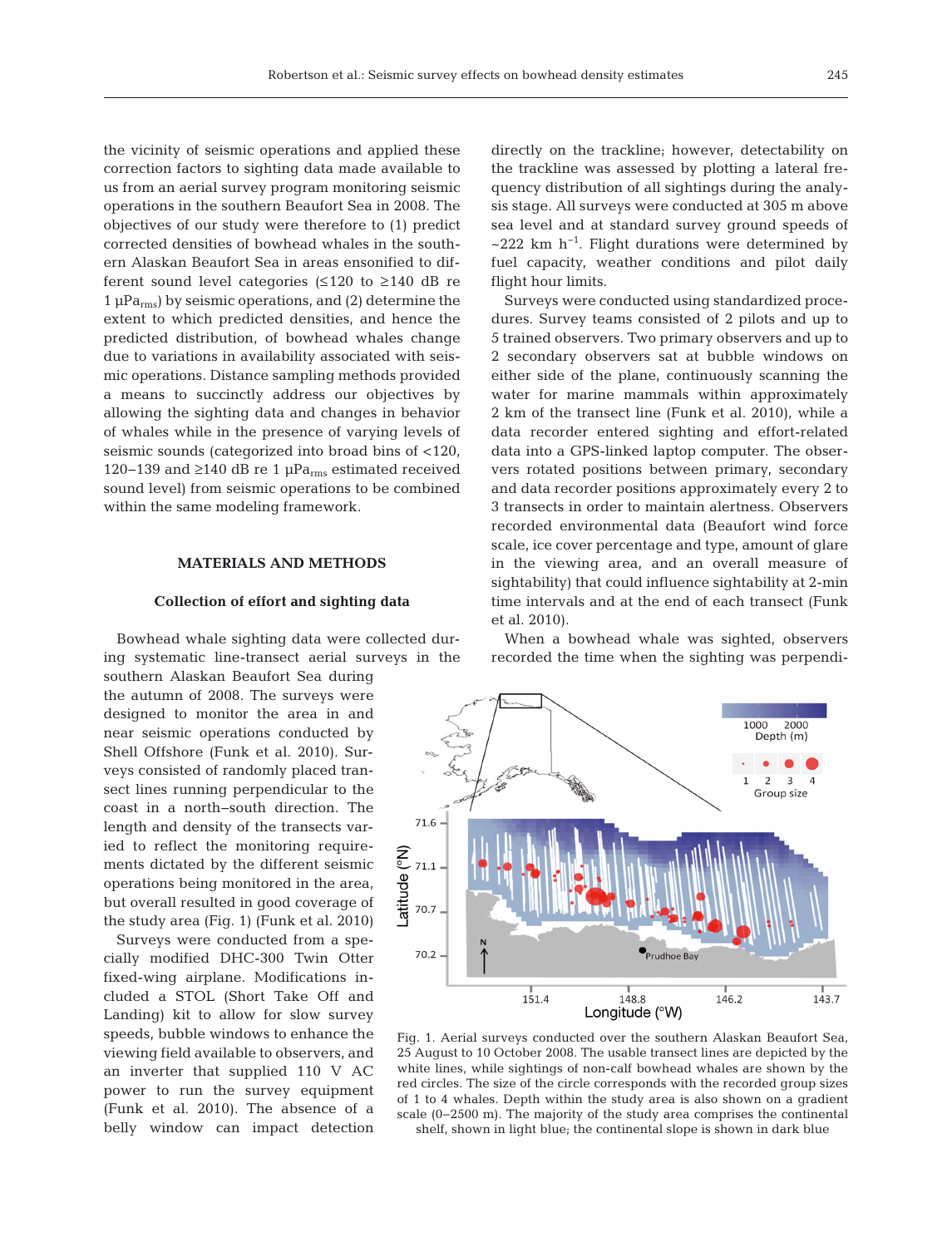the vicinity of seismic operations and applied these correction factors to sighting data made available to us from an aerial survey program monitoring seismic operations in the southern Beaufort Sea in 2008. The objectives of our study were therefore to (1) predict corrected densities of bowhead whales in the southern Alaskan Beaufort Sea in areas ensonified to different sound level categories (≤120 to ≥140 dB re 1 µPa$_{rms}$) by seismic operations, and (2) determine the extent to which predicted densities, and hence the predicted distribution, of bowhead whales change due to variations in availability associated with seismic operations. Distance sampling methods provided a means to succinctly address our objectives by allowing the sighting data and changes in behavior of whales while in the presence of varying levels of seismic sounds (categorized into broad bins of <120, 120–139 and ≥140 dB re 1 µPa$_{rms}$ estimated received sound level) from seismic operations to be combined within the same modeling framework.

## MATERIALS AND METHODS

### Collection of effort and sighting data

Bowhead whale sighting data were collected during systematic line-transect aerial surveys in the southern Alaskan Beaufort Sea during the autumn of 2008. The surveys were designed to monitor the area in and near seismic operations conducted by Shell Offshore (Funk et al. 2010). Surveys consisted of randomly placed transect lines running perpendicular to the coast in a north–south direction. The length and density of the transects varied to reflect the monitoring requirements dictated by the different seismic operations being monitored in the area, but overall resulted in good coverage of the study area (Fig. 1) (Funk et al. 2010)

Surveys were conducted from a specially modified DHC-300 Twin Otter fixed-wing airplane. Modifications included a STOL (Short Take Off and Landing) kit to allow for slow survey speeds, bubble windows to enhance the viewing field available to observers, and an inverter that supplied 110 V AC power to run the survey equipment (Funk et al. 2010). The absence of a belly window can impact detection directly on the trackline; however, detectability on the trackline was assessed by plotting a lateral frequency distribution of all sightings during the analysis stage. All surveys were conducted at 305 m above sea level and at standard survey ground speeds of ~222 km h$^{-1}$. Flight durations were determined by fuel capacity, weather conditions and pilot daily flight hour limits.

Surveys were conducted using standardized procedures. Survey teams consisted of 2 pilots and up to 5 trained observers. Two primary observers and up to 2 secondary observers sat at bubble windows on either side of the plane, continuously scanning the water for marine mammals within approximately 2 km of the transect line (Funk et al. 2010), while a data recorder entered sighting and effort-related data into a GPS-linked laptop computer. The observers rotated positions between primary, secondary and data recorder positions approximately every 2 to 3 transects in order to maintain alertness. Observers recorded environmental data (Beaufort wind force scale, ice cover percentage and type, amount of glare in the viewing area, and an overall measure of sightability) that could influence sightability at 2-min time intervals and at the end of each transect (Funk et al. 2010).

When a bowhead whale was sighted, observers recorded the time when the sighting was perpendi-

Fig. 1. Aerial surveys conducted over the southern Alaskan Beaufort Sea, 25 August to 10 October 2008. The usable transect lines are depicted by the white lines, while sightings of non-calf bowhead whales are shown by the red circles. The size of the circle corresponds with the recorded group sizes of 1 to 4 whales. Depth within the study area is also shown on a gradient scale (0–2500 m). The majority of the study area comprises the continental shelf, shown in light blue; the continental slope is shown in dark blue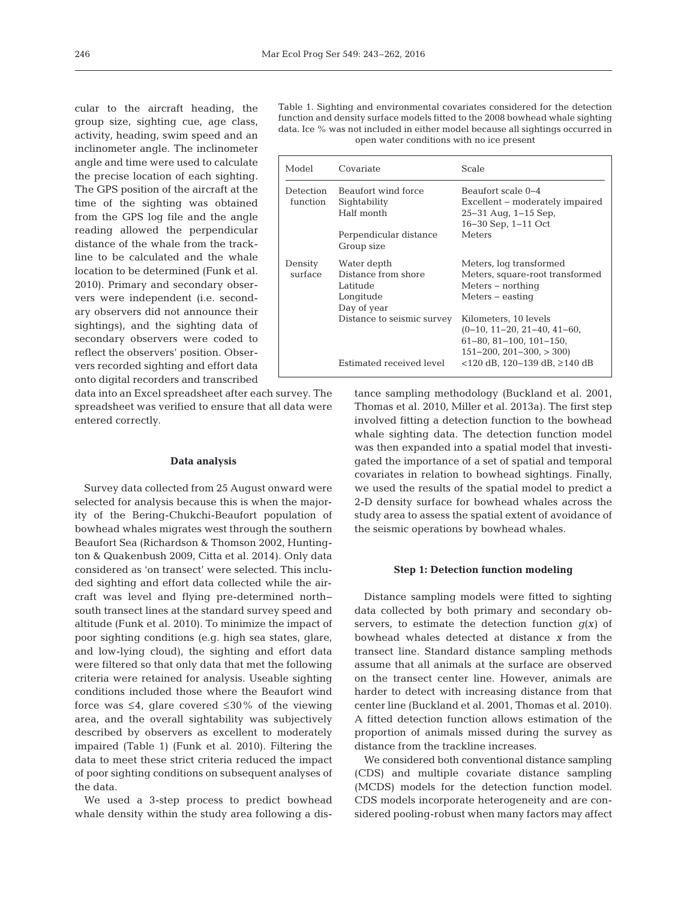cular to the aircraft heading, the group size, sighting cue, age class, activity, heading, swim speed and an inclinometer angle. The inclinometer angle and time were used to calculate the precise location of each sighting. The GPS position of the aircraft at the time of the sighting was obtained from the GPS log file and the angle reading allowed the perpendicular distance of the whale from the trackline to be calculated and the whale location to be determined (Funk et al. 2010). Primary and secondary observers were independent (i.e. secondary observers did not announce their sightings), and the sighting data of secondary observers were coded to reflect the observers' position. Observers recorded sighting and effort data onto digital recorders and transcribed data into an Excel spreadsheet after each survey. The spreadsheet was verified to ensure that all data were entered correctly.

Table 1. Sighting and environmental covariates considered for the detection function and density surface models fitted to the 2008 bowhead whale sighting data. Ice % was not included in either model because all sightings occurred in open water conditions with no ice present

| Model | Covariate | Scale |
|---|---|---|
| Detection function | Beaufort wind force | Beaufort scale 0–4 |
| | Sightability | Excellent – moderately impaired |
| | Half month | 25–31 Aug, 1–15 Sep, 16–30 Sep, 1–11 Oct |
| | Perpendicular distance | Meters |
| | Group size | |
| Density surface | Water depth | Meters, log transformed |
| | Distance from shore | Meters, square-root transformed |
| | Latitude | Meters – northing |
| | Longitude | Meters – easting |
| | Day of year | |
| | Distance to seismic survey | Kilometers, 10 levels (0–10, 11–20, 21–40, 41–60, 61–80, 81–100, 101–150, 151–200, 201–300, > 300) |
| | Estimated received level | <120 dB, 120–139 dB, ≥140 dB |

#### Data analysis

Survey data collected from 25 August onward were selected for analysis because this is when the majority of the Bering-Chukchi-Beaufort population of bowhead whales migrates west through the southern Beaufort Sea (Richardson & Thomson 2002, Huntington & Quakenbush 2009, Citta et al. 2014). Only data considered as 'on transect' were selected. This included sighting and effort data collected while the aircraft was level and flying pre-determined north–south transect lines at the standard survey speed and altitude (Funk et al. 2010). To minimize the impact of poor sighting conditions (e.g. high sea states, glare, and low-lying cloud), the sighting and effort data were filtered so that only data that met the following criteria were retained for analysis. Useable sighting conditions included those where the Beaufort wind force was ≤4, glare covered ≤30% of the viewing area, and the overall sightability was subjectively described by observers as excellent to moderately impaired (Table 1) (Funk et al. 2010). Filtering the data to meet these strict criteria reduced the impact of poor sighting conditions on subsequent analyses of the data.

We used a 3-step process to predict bowhead whale density within the study area following a distance sampling methodology (Buckland et al. 2001, Thomas et al. 2010, Miller et al. 2013a). The first step involved fitting a detection function to the bowhead whale sighting data. The detection function model was then expanded into a spatial model that investigated the importance of a set of spatial and temporal covariates in relation to bowhead sightings. Finally, we used the results of the spatial model to predict a 2-D density surface for bowhead whales across the study area to assess the spatial extent of avoidance of the seismic operations by bowhead whales.

#### Step 1: Detection function modeling

Distance sampling models were fitted to sighting data collected by both primary and secondary observers, to estimate the detection function $g(x)$ of bowhead whales detected at distance $x$ from the transect line. Standard distance sampling methods assume that all animals at the surface are observed on the transect center line. However, animals are harder to detect with increasing distance from that center line (Buckland et al. 2001, Thomas et al. 2010). A fitted detection function allows estimation of the proportion of animals missed during the survey as distance from the trackline increases.

We considered both conventional distance sampling (CDS) and multiple covariate distance sampling (MCDS) models for the detection function model. CDS models incorporate heterogeneity and are considered pooling-robust when many factors may affect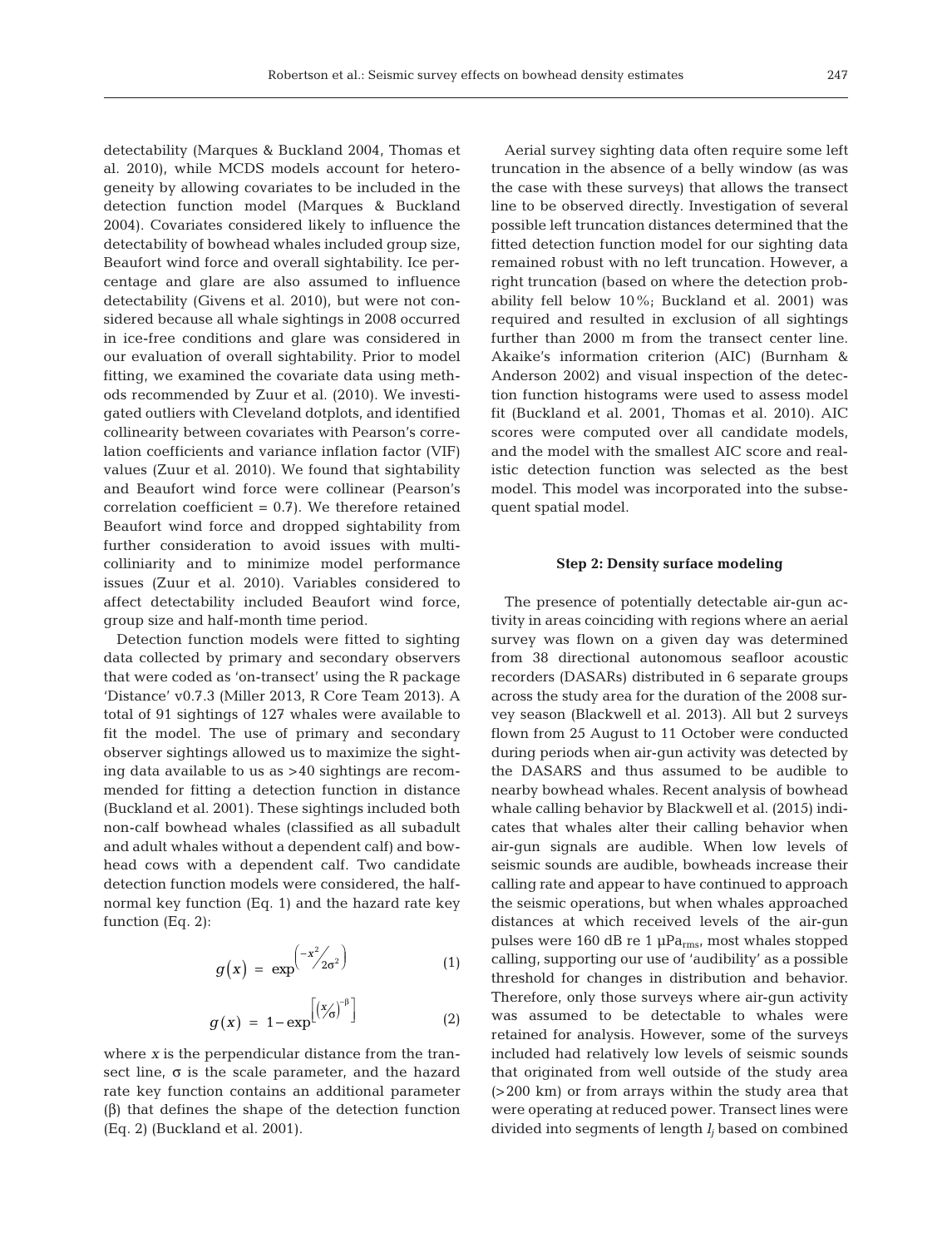detectability (Marques & Buckland 2004, Thomas et al. 2010), while MCDS models account for heterogeneity by allowing covariates to be included in the detection function model (Marques & Buckland 2004). Covariates considered likely to influence the detectability of bowhead whales included group size, Beaufort wind force and overall sightability. Ice percentage and glare are also assumed to influence detectability (Givens et al. 2010), but were not considered because all whale sightings in 2008 occurred in ice-free conditions and glare was considered in our evaluation of overall sightability. Prior to model fitting, we examined the covariate data using methods recommended by Zuur et al. (2010). We investigated outliers with Cleveland dotplots, and identified collinearity between covariates with Pearson's correlation coefficients and variance inflation factor (VIF) values (Zuur et al. 2010). We found that sightability and Beaufort wind force were collinear (Pearson's correlation coefficient = 0.7). We therefore retained Beaufort wind force and dropped sightability from further consideration to avoid issues with multicolliniarity and to minimize model performance issues (Zuur et al. 2010). Variables considered to affect detectability included Beaufort wind force, group size and half-month time period.

Detection function models were fitted to sighting data collected by primary and secondary observers that were coded as 'on-transect' using the R package 'Distance' v0.7.3 (Miller 2013, R Core Team 2013). A total of 91 sightings of 127 whales were available to fit the model. The use of primary and secondary observer sightings allowed us to maximize the sighting data available to us as >40 sightings are recommended for fitting a detection function in distance (Buckland et al. 2001). These sightings included both non-calf bowhead whales (classified as all subadult and adult whales without a dependent calf) and bowhead cows with a dependent calf. Two candidate detection function models were considered, the half-normal key function (Eq. 1) and the hazard rate key function (Eq. 2):

$$g(x) = \exp^{\left(-x^2/2\sigma^2\right)} \quad (1)$$

$$g(x) = 1 - \exp^{\left[\left(x/\sigma\right)^{-\beta}\right]} \quad (2)$$

where $x$ is the perpendicular distance from the transect line, $\sigma$ is the scale parameter, and the hazard rate key function contains an additional parameter ($\beta$) that defines the shape of the detection function (Eq. 2) (Buckland et al. 2001).

Aerial survey sighting data often require some left truncation in the absence of a belly window (as was the case with these surveys) that allows the transect line to be observed directly. Investigation of several possible left truncation distances determined that the fitted detection function model for our sighting data remained robust with no left truncation. However, a right truncation (based on where the detection probability fell below 10%; Buckland et al. 2001) was required and resulted in exclusion of all sightings further than 2000 m from the transect center line. Akaike's information criterion (AIC) (Burnham & Anderson 2002) and visual inspection of the detection function histograms were used to assess model fit (Buckland et al. 2001, Thomas et al. 2010). AIC scores were computed over all candidate models, and the model with the smallest AIC score and realistic detection function was selected as the best model. This model was incorporated into the subsequent spatial model.

### Step 2: Density surface modeling

The presence of potentially detectable air-gun activity in areas coinciding with regions where an aerial survey was flown on a given day was determined from 38 directional autonomous seafloor acoustic recorders (DASARs) distributed in 6 separate groups across the study area for the duration of the 2008 survey season (Blackwell et al. 2013). All but 2 surveys flown from 25 August to 11 October were conducted during periods when air-gun activity was detected by the DASARS and thus assumed to be audible to nearby bowhead whales. Recent analysis of bowhead whale calling behavior by Blackwell et al. (2015) indicates that whales alter their calling behavior when air-gun signals are audible. When low levels of seismic sounds are audible, bowheads increase their calling rate and appear to have continued to approach the seismic operations, but when whales approached distances at which received levels of the air-gun pulses were 160 dB re 1 µPa$_{rms}$, most whales stopped calling, supporting our use of 'audibility' as a possible threshold for changes in distribution and behavior. Therefore, only those surveys where air-gun activity was assumed to be detectable to whales were retained for analysis. However, some of the surveys included had relatively low levels of seismic sounds that originated from well outside of the study area (>200 km) or from arrays within the study area that were operating at reduced power. Transect lines were divided into segments of length $l_j$ based on combined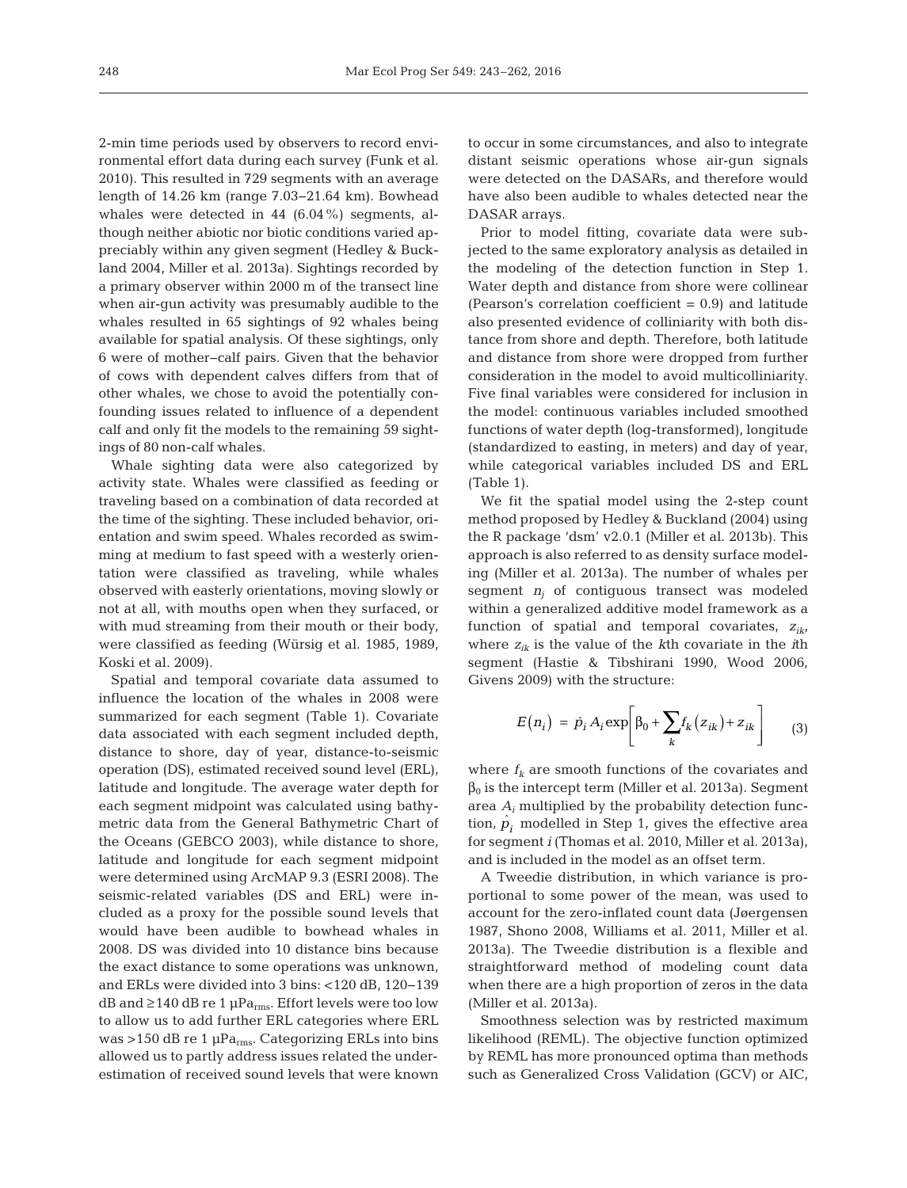2-min time periods used by observers to record environmental effort data during each survey (Funk et al. 2010). This resulted in 729 segments with an average length of 14.26 km (range 7.03–21.64 km). Bowhead whales were detected in 44 (6.04%) segments, although neither abiotic nor biotic conditions varied appreciably within any given segment (Hedley & Buckland 2004, Miller et al. 2013a). Sightings recorded by a primary observer within 2000 m of the transect line when air-gun activity was presumably audible to the whales resulted in 65 sightings of 92 whales being available for spatial analysis. Of these sightings, only 6 were of mother–calf pairs. Given that the behavior of cows with dependent calves differs from that of other whales, we chose to avoid the potentially confounding issues related to influence of a dependent calf and only fit the models to the remaining 59 sightings of 80 non-calf whales.

Whale sighting data were also categorized by activity state. Whales were classified as feeding or traveling based on a combination of data recorded at the time of the sighting. These included behavior, orientation and swim speed. Whales recorded as swimming at medium to fast speed with a westerly orientation were classified as traveling, while whales observed with easterly orientations, moving slowly or not at all, with mouths open when they surfaced, or with mud streaming from their mouth or their body, were classified as feeding (Würsig et al. 1985, 1989, Koski et al. 2009).

Spatial and temporal covariate data assumed to influence the location of the whales in 2008 were summarized for each segment (Table 1). Covariate data associated with each segment included depth, distance to shore, day of year, distance-to-seismic operation (DS), estimated received sound level (ERL), latitude and longitude. The average water depth for each segment midpoint was calculated using bathymetric data from the General Bathymetric Chart of the Oceans (GEBCO 2003), while distance to shore, latitude and longitude for each segment midpoint were determined using ArcMAP 9.3 (ESRI 2008). The seismic-related variables (DS and ERL) were included as a proxy for the possible sound levels that would have been audible to bowhead whales in 2008. DS was divided into 10 distance bins because the exact distance to some operations was unknown, and ERLs were divided into 3 bins: <120 dB, 120–139 dB and ≥140 dB re 1 μPa$_{rms}$. Effort levels were too low to allow us to add further ERL categories where ERL was >150 dB re 1 μPa$_{rms}$. Categorizing ERLs into bins allowed us to partly address issues related the underestimation of received sound levels that were known to occur in some circumstances, and also to integrate distant seismic operations whose air-gun signals were detected on the DASARs, and therefore would have also been audible to whales detected near the DASAR arrays.

Prior to model fitting, covariate data were subjected to the same exploratory analysis as detailed in the modeling of the detection function in Step 1. Water depth and distance from shore were collinear (Pearson's correlation coefficient = 0.9) and latitude also presented evidence of colliniarity with both distance from shore and depth. Therefore, both latitude and distance from shore were dropped from further consideration in the model to avoid multicolliniarity. Five final variables were considered for inclusion in the model: continuous variables included smoothed functions of water depth (log-transformed), longitude (standardized to easting, in meters) and day of year, while categorical variables included DS and ERL (Table 1).

We fit the spatial model using the 2-step count method proposed by Hedley & Buckland (2004) using the R package 'dsm' v2.0.1 (Miller et al. 2013b). This approach is also referred to as density surface modeling (Miller et al. 2013a). The number of whales per segment $n_i$ of contiguous transect was modeled within a generalized additive model framework as a function of spatial and temporal covariates, $z_{ik}$, where $z_{ik}$ is the value of the $k$th covariate in the $i$th segment (Hastie & Tibshirani 1990, Wood 2006, Givens 2009) with the structure:

$$E(n_i) = \hat{p}_i A_i \exp\left[\beta_0 + \sum_k f_k(z_{ik}) + z_{ik}\right] \qquad (3)$$

where $f_k$ are smooth functions of the covariates and $\beta_0$ is the intercept term (Miller et al. 2013a). Segment area $A_i$ multiplied by the probability detection function, $\hat{p}_i$ modelled in Step 1, gives the effective area for segment $i$ (Thomas et al. 2010, Miller et al. 2013a), and is included in the model as an offset term.

A Tweedie distribution, in which variance is proportional to some power of the mean, was used to account for the zero-inflated count data (Jøergensen 1987, Shono 2008, Williams et al. 2011, Miller et al. 2013a). The Tweedie distribution is a flexible and straightforward method of modeling count data when there are a high proportion of zeros in the data (Miller et al. 2013a).

Smoothness selection was by restricted maximum likelihood (REML). The objective function optimized by REML has more pronounced optima than methods such as Generalized Cross Validation (GCV) or AIC,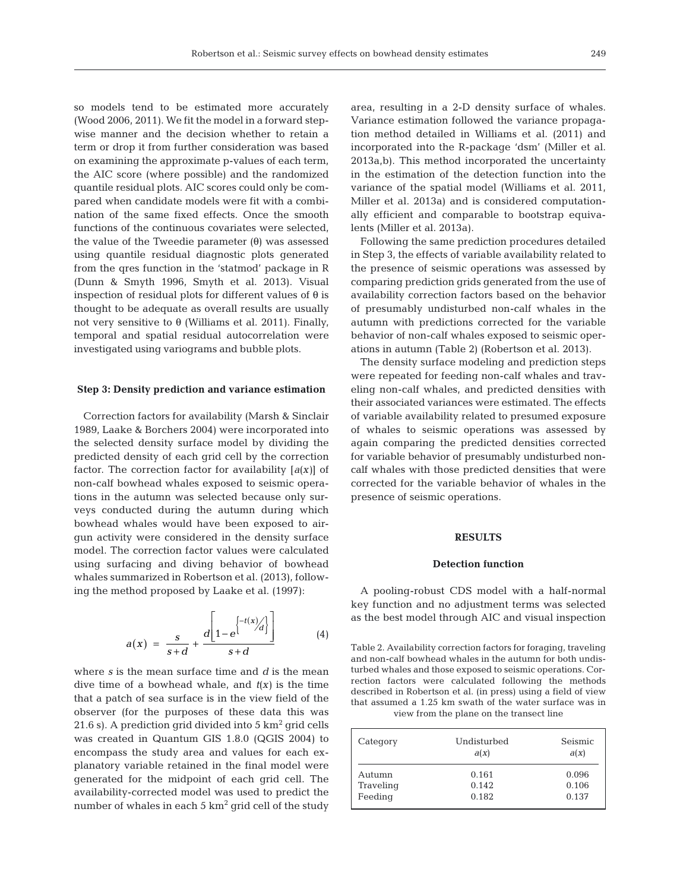so models tend to be estimated more accurately (Wood 2006, 2011). We fit the model in a forward stepwise manner and the decision whether to retain a term or drop it from further consideration was based on examining the approximate p-values of each term, the AIC score (where possible) and the randomized quantile residual plots. AIC scores could only be compared when candidate models were fit with a combination of the same fixed effects. Once the smooth functions of the continuous covariates were selected, the value of the Tweedie parameter (θ) was assessed using quantile residual diagnostic plots generated from the qres function in the 'statmod' package in R (Dunn & Smyth 1996, Smyth et al. 2013). Visual inspection of residual plots for different values of θ is thought to be adequate as overall results are usually not very sensitive to θ (Williams et al. 2011). Finally, temporal and spatial residual autocorrelation were investigated using variograms and bubble plots.

### Step 3: Density prediction and variance estimation

Correction factors for availability (Marsh & Sinclair 1989, Laake & Borchers 2004) were incorporated into the selected density surface model by dividing the predicted density of each grid cell by the correction factor. The correction factor for availability [$a(x)$] of non-calf bowhead whales exposed to seismic operations in the autumn was selected because only surveys conducted during the autumn during which bowhead whales would have been exposed to airgun activity were considered in the density surface model. The correction factor values were calculated using surfacing and diving behavior of bowhead whales summarized in Robertson et al. (2013), following the method proposed by Laake et al. (1997):

$$a(x) = \frac{s}{s+d} + \frac{d\left[1 - e^{\left\{-t(x)/d\right\}}\right]}{s+d} \tag{4}$$

where $s$ is the mean surface time and $d$ is the mean dive time of a bowhead whale, and $t(x)$ is the time that a patch of sea surface is in the view field of the observer (for the purposes of these data this was 21.6 s). A prediction grid divided into 5 km$^2$ grid cells was created in Quantum GIS 1.8.0 (QGIS 2004) to encompass the study area and values for each explanatory variable retained in the final model were generated for the midpoint of each grid cell. The availability-corrected model was used to predict the number of whales in each 5 km$^2$ grid cell of the study area, resulting in a 2-D density surface of whales. Variance estimation followed the variance propagation method detailed in Williams et al. (2011) and incorporated into the R-package 'dsm' (Miller et al. 2013a,b). This method incorporated the uncertainty in the estimation of the detection function into the variance of the spatial model (Williams et al. 2011, Miller et al. 2013a) and is considered computationally efficient and comparable to bootstrap equivalents (Miller et al. 2013a).

Following the same prediction procedures detailed in Step 3, the effects of variable availability related to the presence of seismic operations was assessed by comparing prediction grids generated from the use of availability correction factors based on the behavior of presumably undisturbed non-calf whales in the autumn with predictions corrected for the variable behavior of non-calf whales exposed to seismic operations in autumn (Table 2) (Robertson et al. 2013).

The density surface modeling and prediction steps were repeated for feeding non-calf whales and traveling non-calf whales, and predicted densities with their associated variances were estimated. The effects of variable availability related to presumed exposure of whales to seismic operations was assessed by again comparing the predicted densities corrected for variable behavior of presumably undisturbed non-calf whales with those predicted densities that were corrected for the variable behavior of whales in the presence of seismic operations.

## RESULTS

### Detection function

A pooling-robust CDS model with a half-normal key function and no adjustment terms was selected as the best model through AIC and visual inspection

Table 2. Availability correction factors for foraging, traveling and non-calf bowhead whales in the autumn for both undisturbed whales and those exposed to seismic operations. Correction factors were calculated following the methods described in Robertson et al. (in press) using a field of view that assumed a 1.25 km swath of the water surface was in view from the plane on the transect line

| Category | Undisturbed $a(x)$ | Seismic $a(x)$ |
|---|---|---|
| Autumn | 0.161 | 0.096 |
| Traveling | 0.142 | 0.106 |
| Feeding | 0.182 | 0.137 |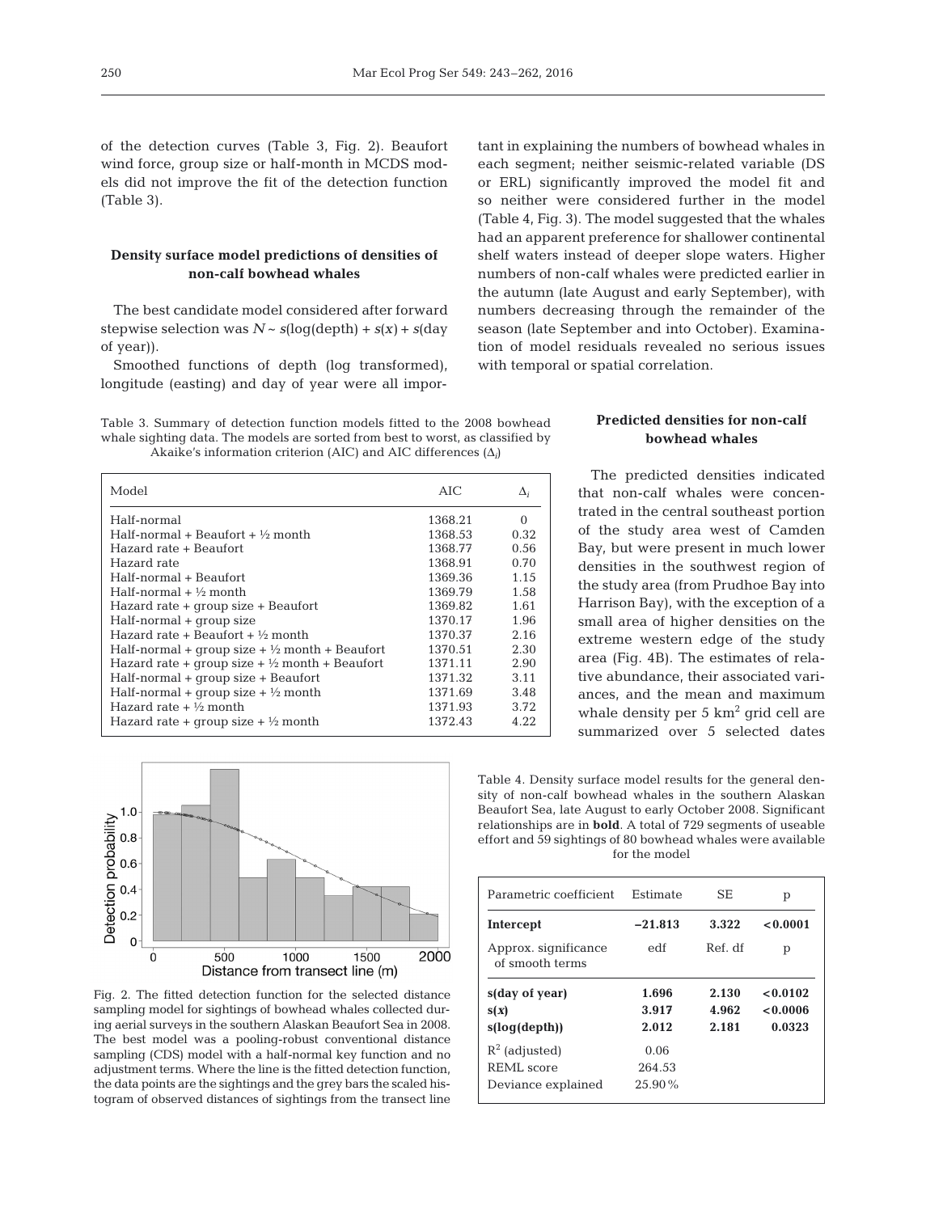of the detection curves (Table 3, Fig. 2). Beaufort wind force, group size or half-month in MCDS models did not improve the fit of the detection function (Table 3).

### Density surface model predictions of densities of non-calf bowhead whales

The best candidate model considered after forward stepwise selection was $N \sim s(\log(\text{depth})) + s(x) + s(\text{day of year}))$.

Smoothed functions of depth (log transformed), longitude (easting) and day of year were all important in explaining the numbers of bowhead whales in each segment; neither seismic-related variable (DS or ERL) significantly improved the model fit and so neither were considered further in the model (Table 4, Fig. 3). The model suggested that the whales had an apparent preference for shallower continental shelf waters instead of deeper slope waters. Higher numbers of non-calf whales were predicted earlier in the autumn (late August and early September), with numbers decreasing through the remainder of the season (late September and into October). Examination of model residuals revealed no serious issues with temporal or spatial correlation.

Table 3. Summary of detection function models fitted to the 2008 bowhead whale sighting data. The models are sorted from best to worst, as classified by Akaike's information criterion (AIC) and AIC differences ($\Delta_i$)

| Model | AIC | $\Delta_i$ |
|---|---|---|
| Half-normal | 1368.21 | 0 |
| Half-normal + Beaufort + ½ month | 1368.53 | 0.32 |
| Hazard rate + Beaufort | 1368.77 | 0.56 |
| Hazard rate | 1368.91 | 0.70 |
| Half-normal + Beaufort | 1369.36 | 1.15 |
| Half-normal + ½ month | 1369.79 | 1.58 |
| Hazard rate + group size + Beaufort | 1369.82 | 1.61 |
| Half-normal + group size | 1370.17 | 1.96 |
| Hazard rate + Beaufort + ½ month | 1370.37 | 2.16 |
| Half-normal + group size + ½ month + Beaufort | 1370.51 | 2.30 |
| Hazard rate + group size + ½ month + Beaufort | 1371.11 | 2.90 |
| Half-normal + group size + Beaufort | 1371.32 | 3.11 |
| Half-normal + group size + ½ month | 1371.69 | 3.48 |
| Hazard rate + ½ month | 1371.93 | 3.72 |
| Hazard rate + group size + ½ month | 1372.43 | 4.22 |

Fig. 2. The fitted detection function for the selected distance sampling model for sightings of bowhead whales collected during aerial surveys in the southern Alaskan Beaufort Sea in 2008. The best model was a pooling-robust conventional distance sampling (CDS) model with a half-normal key function and no adjustment terms. Where the line is the fitted detection function, the data points are the sightings and the grey bars the scaled histogram of observed distances of sightings from the transect line

### Predicted densities for non-calf bowhead whales

The predicted densities indicated that non-calf whales were concentrated in the central southeast portion of the study area west of Camden Bay, but were present in much lower densities in the southwest region of the study area (from Prudhoe Bay into Harrison Bay), with the exception of a small area of higher densities on the extreme western edge of the study area (Fig. 4B). The estimates of relative abundance, their associated variances, and the mean and maximum whale density per 5 km$^2$ grid cell are summarized over 5 selected dates

Table 4. Density surface model results for the general density of non-calf bowhead whales in the southern Alaskan Beaufort Sea, late August to early October 2008. Significant relationships are in **bold**. A total of 729 segments of useable effort and 59 sightings of 80 bowhead whales were available for the model

| Parametric coefficient | Estimate | SE | p |
|---|---|---|---|
| **Intercept** | **−21.813** | **3.322** | **<0.0001** |
| Approx. significance of smooth terms | edf | Ref. df | p |
| **s(day of year)** | **1.696** | **2.130** | **<0.0102** |
| **s(*x*)** | **3.917** | **4.962** | **<0.0006** |
| **s(log(depth))** | **2.012** | **2.181** | **0.0323** |
| $R^2$ (adjusted) | 0.06 | | |
| REML score | 264.53 | | |
| Deviance explained | 25.90% | | |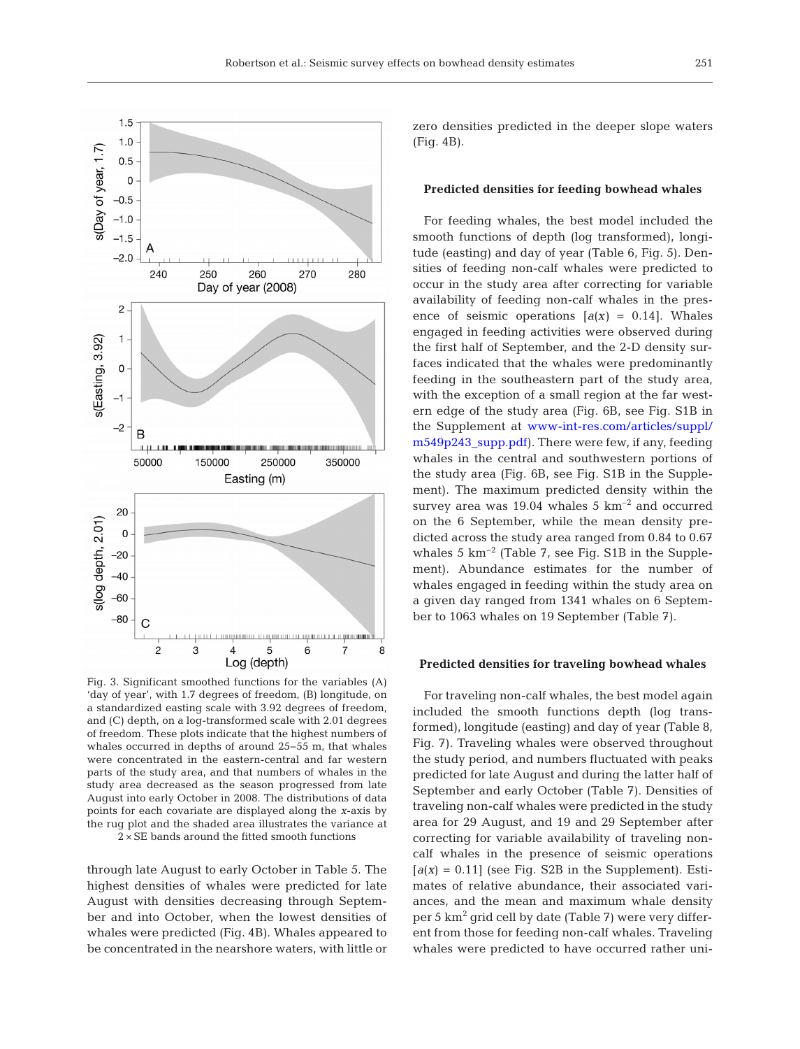Fig. 3. Significant smoothed functions for the variables (A) 'day of year', with 1.7 degrees of freedom, (B) longitude, on a standardized easting scale with 3.92 degrees of freedom, and (C) depth, on a log-transformed scale with 2.01 degrees of freedom. These plots indicate that the highest numbers of whales occurred in depths of around 25–55 m, that whales were concentrated in the eastern-central and far western parts of the study area, and that numbers of whales in the study area decreased as the season progressed from late August into early October in 2008. The distributions of data points for each covariate are displayed along the *x*-axis by the rug plot and the shaded area illustrates the variance at 2 × SE bands around the fitted smooth functions

through late August to early October in Table 5. The highest densities of whales were predicted for late August with densities decreasing through September and into October, when the lowest densities of whales were predicted (Fig. 4B). Whales appeared to be concentrated in the nearshore waters, with little or zero densities predicted in the deeper slope waters (Fig. 4B).

### Predicted densities for feeding bowhead whales

For feeding whales, the best model included the smooth functions of depth (log transformed), longitude (easting) and day of year (Table 6, Fig. 5). Densities of feeding non-calf whales were predicted to occur in the study area after correcting for variable availability of feeding non-calf whales in the presence of seismic operations [$a(x)$ = 0.14]. Whales engaged in feeding activities were observed during the first half of September, and the 2-D density surfaces indicated that the whales were predominantly feeding in the southeastern part of the study area, with the exception of a small region at the far western edge of the study area (Fig. 6B, see Fig. S1B in the Supplement at www-int-res.com/articles/suppl/m549p243_supp.pdf). There were few, if any, feeding whales in the central and southwestern portions of the study area (Fig. 6B, see Fig. S1B in the Supplement). The maximum predicted density within the survey area was 19.04 whales 5 km$^{-2}$ and occurred on the 6 September, while the mean density predicted across the study area ranged from 0.84 to 0.67 whales 5 km$^{-2}$ (Table 7, see Fig. S1B in the Supplement). Abundance estimates for the number of whales engaged in feeding within the study area on a given day ranged from 1341 whales on 6 September to 1063 whales on 19 September (Table 7).

### Predicted densities for traveling bowhead whales

For traveling non-calf whales, the best model again included the smooth functions depth (log transformed), longitude (easting) and day of year (Table 8, Fig. 7). Traveling whales were observed throughout the study period, and numbers fluctuated with peaks predicted for late August and during the latter half of September and early October (Table 7). Densities of traveling non-calf whales were predicted in the study area for 29 August, and 19 and 29 September after correcting for variable availability of traveling non-calf whales in the presence of seismic operations [$a(x)$ = 0.11] (see Fig. S2B in the Supplement). Estimates of relative abundance, their associated variances, and the mean and maximum whale density per 5 km$^2$ grid cell by date (Table 7) were very different from those for feeding non-calf whales. Traveling whales were predicted to have occurred rather uni-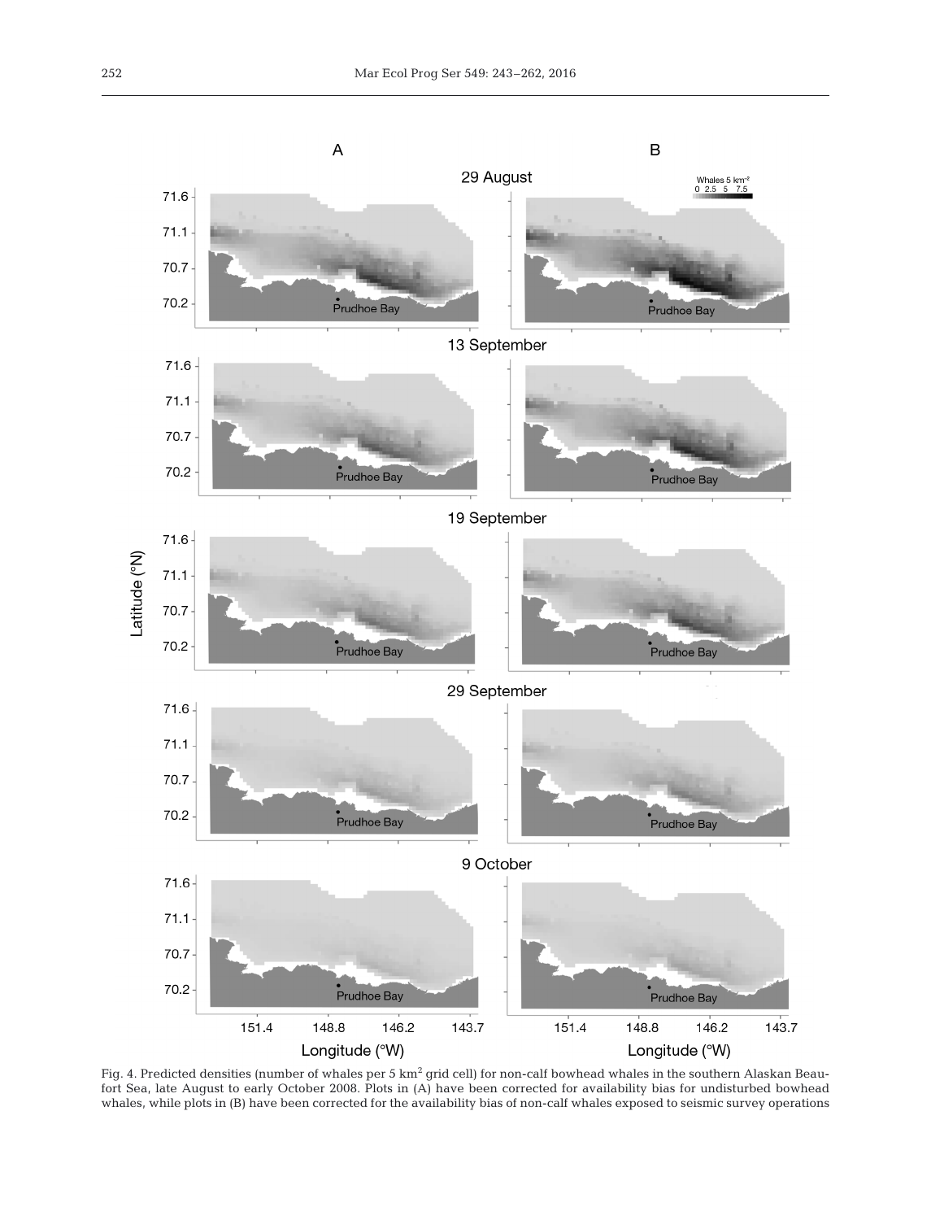Fig. 4. Predicted densities (number of whales per 5 km$^2$ grid cell) for non-calf bowhead whales in the southern Alaskan Beaufort Sea, late August to early October 2008. Plots in (A) have been corrected for availability bias for undisturbed bowhead whales, while plots in (B) have been corrected for the availability bias of non-calf whales exposed to seismic survey operations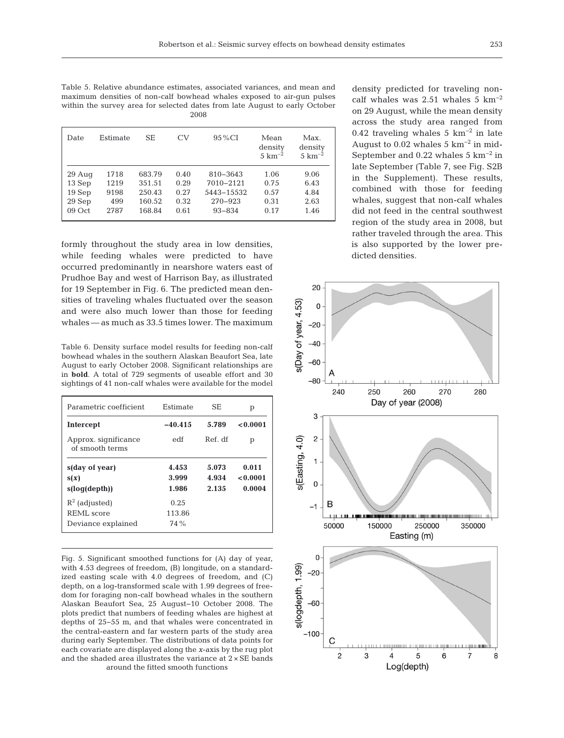Table 5. Relative abundance estimates, associated variances, and mean and maximum densities of non-calf bowhead whales exposed to air-gun pulses within the survey area for selected dates from late August to early October 2008

| Date | Estimate | SE | CV | 95%CI | Mean density 5 km$^{-2}$ | Max. density 5 km$^{-2}$ |
|---|---|---|---|---|---|---|
| 29 Aug | 1718 | 683.79 | 0.40 | 810–3643 | 1.06 | 9.06 |
| 13 Sep | 1219 | 351.51 | 0.29 | 7010–2121 | 0.75 | 6.43 |
| 19 Sep | 9198 | 250.43 | 0.27 | 5443–15532 | 0.57 | 4.84 |
| 29 Sep | 499 | 160.52 | 0.32 | 270–923 | 0.31 | 2.63 |
| 09 Oct | 2787 | 168.84 | 0.61 | 93–834 | 0.17 | 1.46 |

formly throughout the study area in low densities, while feeding whales were predicted to have occurred predominantly in nearshore waters east of Prudhoe Bay and west of Harrison Bay, as illustrated for 19 September in Fig. 6. The predicted mean densities of traveling whales fluctuated over the season and were also much lower than those for feeding whales — as much as 33.5 times lower. The maximum density predicted for traveling non-calf whales was 2.51 whales 5 km$^{-2}$ on 29 August, while the mean density across the study area ranged from 0.42 traveling whales 5 km$^{-2}$ in late August to 0.02 whales 5 km$^{-2}$ in mid-September and 0.22 whales 5 km$^{-2}$ in late September (Table 7, see Fig. S2B in the Supplement). These results, combined with those for feeding whales, suggest that non-calf whales did not feed in the central southwest region of the study area in 2008, but rather traveled through the area. This is also supported by the lower predicted densities.

Table 6. Density surface model results for feeding non-calf bowhead whales in the southern Alaskan Beaufort Sea, late August to early October 2008. Significant relationships are in **bold**. A total of 729 segments of useable effort and 30 sightings of 41 non-calf whales were available for the model

| Parametric coefficient | Estimate | SE | p |
|---|---|---|---|
| **Intercept** | **−40.415** | **5.789** | **<0.0001** |
| Approx. significance of smooth terms | edf | Ref. df | p |
| **s(day of year)** | **4.453** | **5.073** | **0.011** |
| **s(*x*)** | **3.999** | **4.934** | **<0.0001** |
| **s(log(depth))** | **1.986** | **2.135** | **0.0004** |
| $R^2$ (adjusted) | 0.25 | | |
| REML score | 113.86 | | |
| Deviance explained | 74% | | |

Fig. 5. Significant smoothed functions for (A) day of year, with 4.53 degrees of freedom, (B) longitude, on a standardized easting scale with 4.0 degrees of freedom, and (C) depth, on a log-transformed scale with 1.99 degrees of freedom for foraging non-calf bowhead whales in the southern Alaskan Beaufort Sea, 25 August–10 October 2008. The plots predict that numbers of feeding whales are highest at depths of 25–55 m, and that whales were concentrated in the central-eastern and far western parts of the study area during early September. The distributions of data points for each covariate are displayed along the *x*-axis by the rug plot and the shaded area illustrates the variance at 2 × SE bands around the fitted smooth functions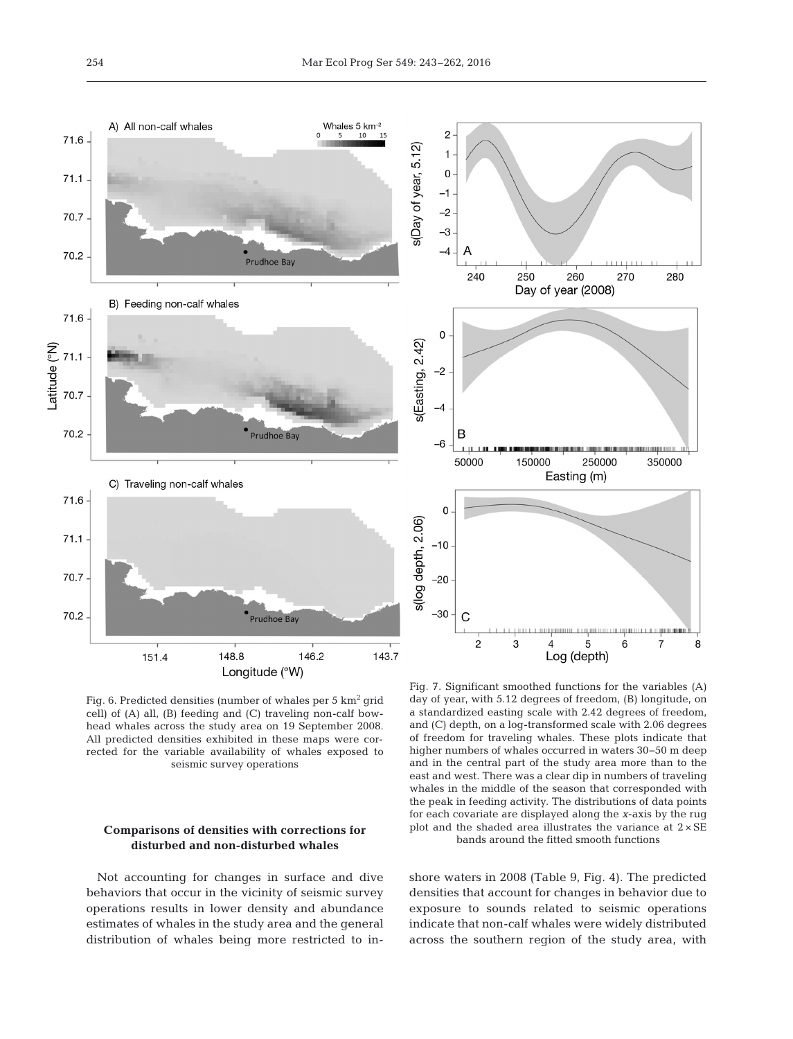Fig. 6. Predicted densities (number of whales per 5 km$^2$ grid cell) of (A) all, (B) feeding and (C) traveling non-calf bowhead whales across the study area on 19 September 2008. All predicted densities exhibited in these maps were corrected for the variable availability of whales exposed to seismic survey operations

Fig. 7. Significant smoothed functions for the variables (A) day of year, with 5.12 degrees of freedom, (B) longitude, on a standardized easting scale with 2.42 degrees of freedom, and (C) depth, on a log-transformed scale with 2.06 degrees of freedom for traveling whales. These plots indicate that higher numbers of whales occurred in waters 30–50 m deep and in the central part of the study area more than to the east and west. There was a clear dip in numbers of traveling whales in the middle of the season that corresponded with the peak in feeding activity. The distributions of data points for each covariate are displayed along the *x*-axis by the rug plot and the shaded area illustrates the variance at 2 × SE bands around the fitted smooth functions

### Comparisons of densities with corrections for disturbed and non-disturbed whales

Not accounting for changes in surface and dive behaviors that occur in the vicinity of seismic survey operations results in lower density and abundance estimates of whales in the study area and the general distribution of whales being more restricted to inshore waters in 2008 (Table 9, Fig. 4). The predicted densities that account for changes in behavior due to exposure to sounds related to seismic operations indicate that non-calf whales were widely distributed across the southern region of the study area, with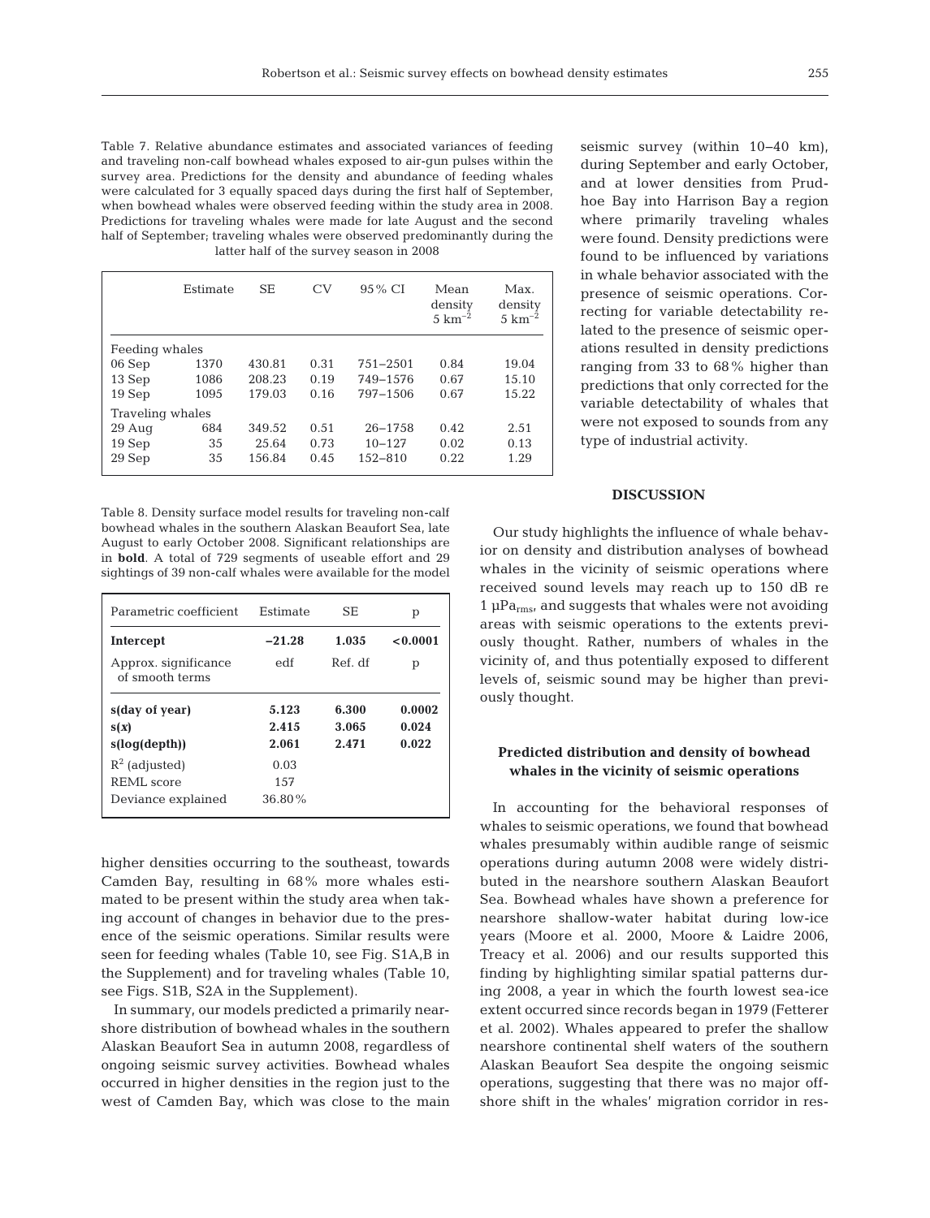Table 7. Relative abundance estimates and associated variances of feeding and traveling non-calf bowhead whales exposed to air-gun pulses within the survey area. Predictions for the density and abundance of feeding whales were calculated for 3 equally spaced days during the first half of September, when bowhead whales were observed feeding within the study area in 2008. Predictions for traveling whales were made for late August and the second half of September; traveling whales were observed predominantly during the latter half of the survey season in 2008

| | Estimate | SE | CV | 95% CI | Mean density 5 km$^{-2}$ | Max. density 5 km$^{-2}$ |
|---|---|---|---|---|---|---|
| Feeding whales | | | | | | |
| 06 Sep | 1370 | 430.81 | 0.31 | 751–2501 | 0.84 | 19.04 |
| 13 Sep | 1086 | 208.23 | 0.19 | 749–1576 | 0.67 | 15.10 |
| 19 Sep | 1095 | 179.03 | 0.16 | 797–1506 | 0.67 | 15.22 |
| Traveling whales | | | | | | |
| 29 Aug | 684 | 349.52 | 0.51 | 26–1758 | 0.42 | 2.51 |
| 19 Sep | 35 | 25.64 | 0.73 | 10–127 | 0.02 | 0.13 |
| 29 Sep | 35 | 156.84 | 0.45 | 152–810 | 0.22 | 1.29 |

Table 8. Density surface model results for traveling non-calf bowhead whales in the southern Alaskan Beaufort Sea, late August to early October 2008. Significant relationships are in **bold**. A total of 729 segments of useable effort and 29 sightings of 39 non-calf whales were available for the model

| Parametric coefficient | Estimate | SE | p |
|---|---|---|---|
| **Intercept** | **−21.28** | **1.035** | **<0.0001** |
| Approx. significance of smooth terms | edf | Ref. df | p |
| **s(day of year)** | **5.123** | **6.300** | **0.0002** |
| **s(*x*)** | **2.415** | **3.065** | **0.024** |
| **s(log(depth))** | **2.061** | **2.471** | **0.022** |
| $R^2$ (adjusted) | 0.03 | | |
| REML score | 157 | | |
| Deviance explained | 36.80% | | |

higher densities occurring to the southeast, towards Camden Bay, resulting in 68% more whales estimated to be present within the study area when taking account of changes in behavior due to the presence of the seismic operations. Similar results were seen for feeding whales (Table 10, see Fig. S1A,B in the Supplement) and for traveling whales (Table 10, see Figs. S1B, S2A in the Supplement).

In summary, our models predicted a primarily nearshore distribution of bowhead whales in the southern Alaskan Beaufort Sea in autumn 2008, regardless of ongoing seismic survey activities. Bowhead whales occurred in higher densities in the region just to the west of Camden Bay, which was close to the main seismic survey (within 10–40 km), during September and early October, and at lower densities from Prudhoe Bay into Harrison Bay a region where primarily traveling whales were found. Density predictions were found to be influenced by variations in whale behavior associated with the presence of seismic operations. Correcting for variable detectability related to the presence of seismic operations resulted in density predictions ranging from 33 to 68% higher than predictions that only corrected for the variable detectability of whales that were not exposed to sounds from any type of industrial activity.

## DISCUSSION

Our study highlights the influence of whale behavior on density and distribution analyses of bowhead whales in the vicinity of seismic operations where received sound levels may reach up to 150 dB re 1 $\mu Pa_{rms}$, and suggests that whales were not avoiding areas with seismic operations to the extents previously thought. Rather, numbers of whales in the vicinity of, and thus potentially exposed to different levels of, seismic sound may be higher than previously thought.

### Predicted distribution and density of bowhead whales in the vicinity of seismic operations

In accounting for the behavioral responses of whales to seismic operations, we found that bowhead whales presumably within audible range of seismic operations during autumn 2008 were widely distributed in the nearshore southern Alaskan Beaufort Sea. Bowhead whales have shown a preference for nearshore shallow-water habitat during low-ice years (Moore et al. 2000, Moore & Laidre 2006, Treacy et al. 2006) and our results supported this finding by highlighting similar spatial patterns during 2008, a year in which the fourth lowest sea-ice extent occurred since records began in 1979 (Fetterer et al. 2002). Whales appeared to prefer the shallow nearshore continental shelf waters of the southern Alaskan Beaufort Sea despite the ongoing seismic operations, suggesting that there was no major offshore shift in the whales' migration corridor in res-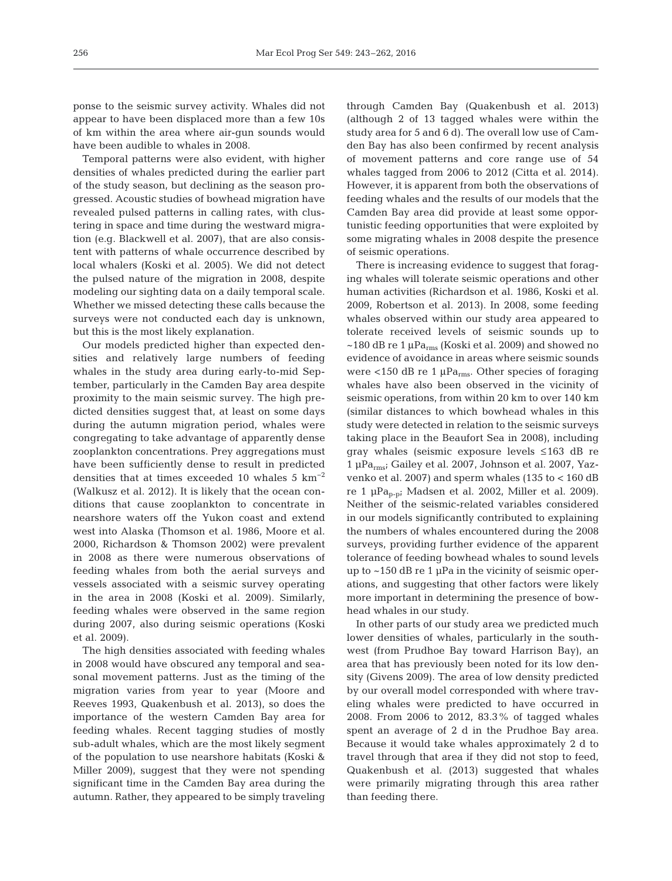ponse to the seismic survey activity. Whales did not appear to have been displaced more than a few 10s of km within the area where air-gun sounds would have been audible to whales in 2008.

Temporal patterns were also evident, with higher densities of whales predicted during the earlier part of the study season, but declining as the season progressed. Acoustic studies of bowhead migration have revealed pulsed patterns in calling rates, with clustering in space and time during the westward migration (e.g. Blackwell et al. 2007), that are also consistent with patterns of whale occurrence described by local whalers (Koski et al. 2005). We did not detect the pulsed nature of the migration in 2008, despite modeling our sighting data on a daily temporal scale. Whether we missed detecting these calls because the surveys were not conducted each day is unknown, but this is the most likely explanation.

Our models predicted higher than expected densities and relatively large numbers of feeding whales in the study area during early-to-mid September, particularly in the Camden Bay area despite proximity to the main seismic survey. The high predicted densities suggest that, at least on some days during the autumn migration period, whales were congregating to take advantage of apparently dense zooplankton concentrations. Prey aggregations must have been sufficiently dense to result in predicted densities that at times exceeded 10 whales 5 km$^{-2}$ (Walkusz et al. 2012). It is likely that the ocean conditions that cause zooplankton to concentrate in nearshore waters off the Yukon coast and extend west into Alaska (Thomson et al. 1986, Moore et al. 2000, Richardson & Thomson 2002) were prevalent in 2008 as there were numerous observations of feeding whales from both the aerial surveys and vessels associated with a seismic survey operating in the area in 2008 (Koski et al. 2009). Similarly, feeding whales were observed in the same region during 2007, also during seismic operations (Koski et al. 2009).

The high densities associated with feeding whales in 2008 would have obscured any temporal and seasonal movement patterns. Just as the timing of the migration varies from year to year (Moore and Reeves 1993, Quakenbush et al. 2013), so does the importance of the western Camden Bay area for feeding whales. Recent tagging studies of mostly sub-adult whales, which are the most likely segment of the population to use nearshore habitats (Koski & Miller 2009), suggest that they were not spending significant time in the Camden Bay area during the autumn. Rather, they appeared to be simply traveling through Camden Bay (Quakenbush et al. 2013) (although 2 of 13 tagged whales were within the study area for 5 and 6 d). The overall low use of Camden Bay has also been confirmed by recent analysis of movement patterns and core range use of 54 whales tagged from 2006 to 2012 (Citta et al. 2014). However, it is apparent from both the observations of feeding whales and the results of our models that the Camden Bay area did provide at least some opportunistic feeding opportunities that were exploited by some migrating whales in 2008 despite the presence of seismic operations.

There is increasing evidence to suggest that foraging whales will tolerate seismic operations and other human activities (Richardson et al. 1986, Koski et al. 2009, Robertson et al. 2013). In 2008, some feeding whales observed within our study area appeared to tolerate received levels of seismic sounds up to ~180 dB re 1 µPa$_{rms}$ (Koski et al. 2009) and showed no evidence of avoidance in areas where seismic sounds were <150 dB re 1 µPa$_{rms}$. Other species of foraging whales have also been observed in the vicinity of seismic operations, from within 20 km to over 140 km (similar distances to which bowhead whales in this study were detected in relation to the seismic surveys taking place in the Beaufort Sea in 2008), including gray whales (seismic exposure levels ≤163 dB re 1 µPa$_{rms}$; Gailey et al. 2007, Johnson et al. 2007, Yazvenko et al. 2007) and sperm whales (135 to < 160 dB re 1 µPa$_{p\text{-}p}$; Madsen et al. 2002, Miller et al. 2009). Neither of the seismic-related variables considered in our models significantly contributed to explaining the numbers of whales encountered during the 2008 surveys, providing further evidence of the apparent tolerance of feeding bowhead whales to sound levels up to ~150 dB re 1 µPa in the vicinity of seismic operations, and suggesting that other factors were likely more important in determining the presence of bowhead whales in our study.

In other parts of our study area we predicted much lower densities of whales, particularly in the southwest (from Prudhoe Bay toward Harrison Bay), an area that has previously been noted for its low density (Givens 2009). The area of low density predicted by our overall model corresponded with where traveling whales were predicted to have occurred in 2008. From 2006 to 2012, 83.3% of tagged whales spent an average of 2 d in the Prudhoe Bay area. Because it would take whales approximately 2 d to travel through that area if they did not stop to feed, Quakenbush et al. (2013) suggested that whales were primarily migrating through this area rather than feeding there.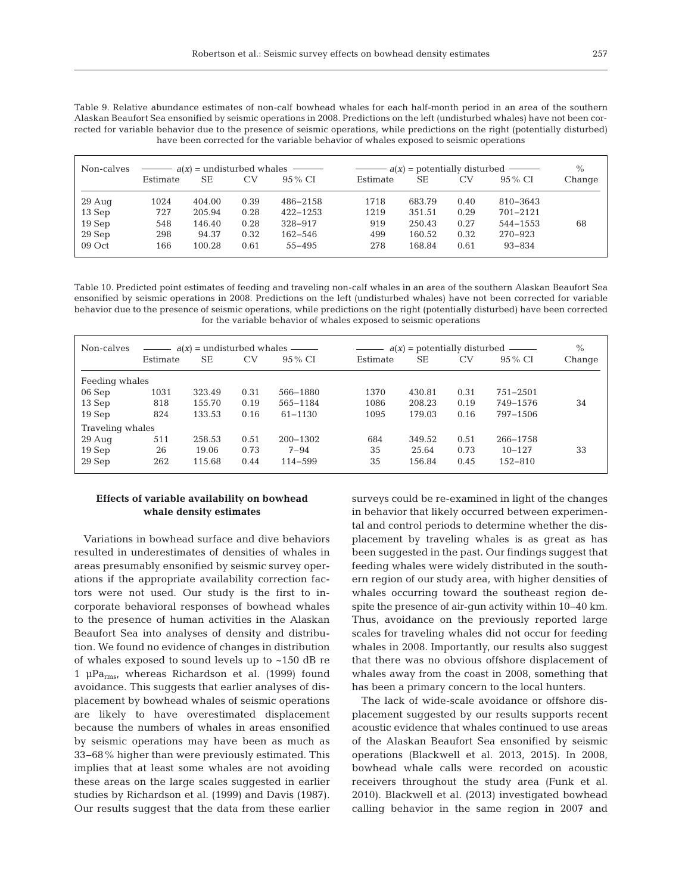Table 9. Relative abundance estimates of non-calf bowhead whales for each half-month period in an area of the southern Alaskan Beaufort Sea ensonified by seismic operations in 2008. Predictions on the left (undisturbed whales) have not been corrected for variable behavior due to the presence of seismic operations, while predictions on the right (potentially disturbed) have been corrected for the variable behavior of whales exposed to seismic operations

| Non-calves | $a(x)$ = undisturbed whales | | | | $a(x)$ = potentially disturbed | | | | % |
|---|---|---|---|---|---|---|---|---|---|
| | Estimate | SE | CV | 95% CI | Estimate | SE | CV | 95% CI | Change |
| 29 Aug | 1024 | 404.00 | 0.39 | 486–2158 | 1718 | 683.79 | 0.40 | 810–3643 | |
| 13 Sep | 727 | 205.94 | 0.28 | 422–1253 | 1219 | 351.51 | 0.29 | 701–2121 | |
| 19 Sep | 548 | 146.40 | 0.28 | 328–917 | 919 | 250.43 | 0.27 | 544–1553 | 68 |
| 29 Sep | 298 | 94.37 | 0.32 | 162–546 | 499 | 160.52 | 0.32 | 270–923 | |
| 09 Oct | 166 | 100.28 | 0.61 | 55–495 | 278 | 168.84 | 0.61 | 93–834 | |

Table 10. Predicted point estimates of feeding and traveling non-calf whales in an area of the southern Alaskan Beaufort Sea ensonified by seismic operations in 2008. Predictions on the left (undisturbed whales) have not been corrected for variable behavior due to the presence of seismic operations, while predictions on the right (potentially disturbed) have been corrected for the variable behavior of whales exposed to seismic operations

| Non-calves | $a(x)$ = undisturbed whales | | | | $a(x)$ = potentially disturbed | | | | % |
|---|---|---|---|---|---|---|---|---|---|
| | Estimate | SE | CV | 95% CI | Estimate | SE | CV | 95% CI | Change |
| Feeding whales | | | | | | | | | |
| 06 Sep | 1031 | 323.49 | 0.31 | 566–1880 | 1370 | 430.81 | 0.31 | 751–2501 | |
| 13 Sep | 818 | 155.70 | 0.19 | 565–1184 | 1086 | 208.23 | 0.19 | 749–1576 | 34 |
| 19 Sep | 824 | 133.53 | 0.16 | 61–1130 | 1095 | 179.03 | 0.16 | 797–1506 | |
| Traveling whales | | | | | | | | | |
| 29 Aug | 511 | 258.53 | 0.51 | 200–1302 | 684 | 349.52 | 0.51 | 266–1758 | |
| 19 Sep | 26 | 19.06 | 0.73 | 7–94 | 35 | 25.64 | 0.73 | 10–127 | 33 |
| 29 Sep | 262 | 115.68 | 0.44 | 114–599 | 35 | 156.84 | 0.45 | 152–810 | |

### Effects of variable availability on bowhead whale density estimates

Variations in bowhead surface and dive behaviors resulted in underestimates of densities of whales in areas presumably ensonified by seismic survey operations if the appropriate availability correction factors were not used. Our study is the first to incorporate behavioral responses of bowhead whales to the presence of human activities in the Alaskan Beaufort Sea into analyses of density and distribution. We found no evidence of changes in distribution of whales exposed to sound levels up to ~150 dB re 1 $\mu Pa_{rms}$, whereas Richardson et al. (1999) found avoidance. This suggests that earlier analyses of displacement by bowhead whales of seismic operations are likely to have overestimated displacement because the numbers of whales in areas ensonified by seismic operations may have been as much as 33–68% higher than were previously estimated. This implies that at least some whales are not avoiding these areas on the large scales suggested in earlier studies by Richardson et al. (1999) and Davis (1987). Our results suggest that the data from these earlier surveys could be re-examined in light of the changes in behavior that likely occurred between experimental and control periods to determine whether the displacement by traveling whales is as great as has been suggested in the past. Our findings suggest that feeding whales were widely distributed in the southern region of our study area, with higher densities of whales occurring toward the southeast region despite the presence of air-gun activity within 10–40 km. Thus, avoidance on the previously reported large scales for traveling whales did not occur for feeding whales in 2008. Importantly, our results also suggest that there was no obvious offshore displacement of whales away from the coast in 2008, something that has been a primary concern to the local hunters.

The lack of wide-scale avoidance or offshore displacement suggested by our results supports recent acoustic evidence that whales continued to use areas of the Alaskan Beaufort Sea ensonified by seismic operations (Blackwell et al. 2013, 2015). In 2008, bowhead whale calls were recorded on acoustic receivers throughout the study area (Funk et al. 2010). Blackwell et al. (2013) investigated bowhead calling behavior in the same region in 2007 and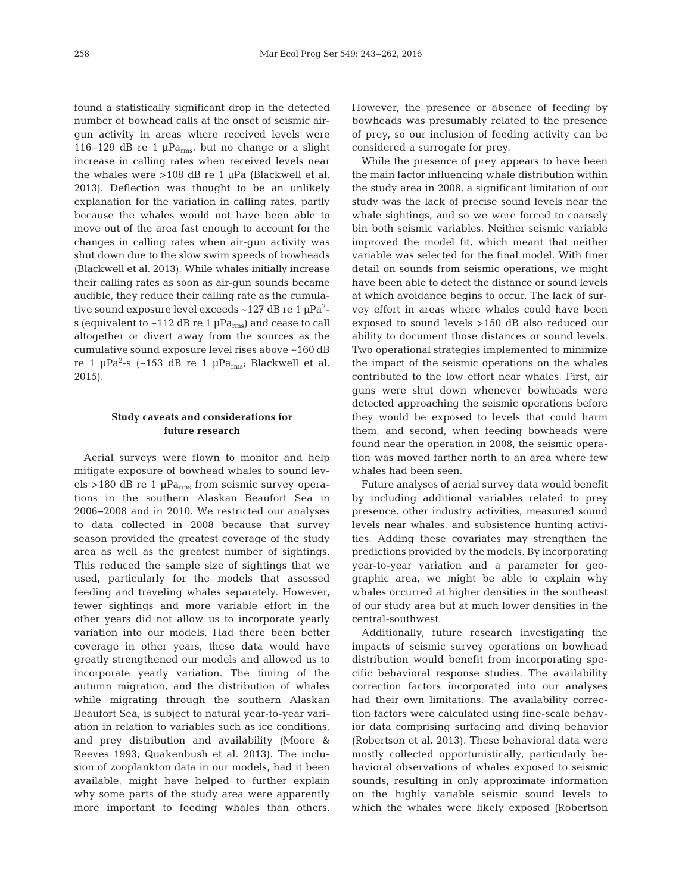found a statistically significant drop in the detected number of bowhead calls at the onset of seismic airgun activity in areas where received levels were 116–129 dB re 1 $\mu Pa_{rms}$, but no change or a slight increase in calling rates when received levels near the whales were >108 dB re 1 µPa (Blackwell et al. 2013). Deflection was thought to be an unlikely explanation for the variation in calling rates, partly because the whales would not have been able to move out of the area fast enough to account for the changes in calling rates when air-gun activity was shut down due to the slow swim speeds of bowheads (Blackwell et al. 2013). While whales initially increase their calling rates as soon as air-gun sounds became audible, they reduce their calling rate as the cumulative sound exposure level exceeds ~127 dB re 1 $\mu Pa^2$-s (equivalent to ~112 dB re 1 $\mu Pa_{rms}$) and cease to call altogether or divert away from the sources as the cumulative sound exposure level rises above ~160 dB re 1 $\mu Pa^2$-s (~153 dB re 1 $\mu Pa_{rms}$; Blackwell et al. 2015).

## Study caveats and considerations for future research

Aerial surveys were flown to monitor and help mitigate exposure of bowhead whales to sound levels >180 dB re 1 $\mu Pa_{rms}$ from seismic survey operations in the southern Alaskan Beaufort Sea in 2006–2008 and in 2010. We restricted our analyses to data collected in 2008 because that survey season provided the greatest coverage of the study area as well as the greatest number of sightings. This reduced the sample size of sightings that we used, particularly for the models that assessed feeding and traveling whales separately. However, fewer sightings and more variable effort in the other years did not allow us to incorporate yearly variation into our models. Had there been better coverage in other years, these data would have greatly strengthened our models and allowed us to incorporate yearly variation. The timing of the autumn migration, and the distribution of whales while migrating through the southern Alaskan Beaufort Sea, is subject to natural year-to-year variation in relation to variables such as ice conditions, and prey distribution and availability (Moore & Reeves 1993, Quakenbush et al. 2013). The inclusion of zooplankton data in our models, had it been available, might have helped to further explain why some parts of the study area were apparently more important to feeding whales than others. However, the presence or absence of feeding by bowheads was presumably related to the presence of prey, so our inclusion of feeding activity can be considered a surrogate for prey.

While the presence of prey appears to have been the main factor influencing whale distribution within the study area in 2008, a significant limitation of our study was the lack of precise sound levels near the whale sightings, and so we were forced to coarsely bin both seismic variables. Neither seismic variable improved the model fit, which meant that neither variable was selected for the final model. With finer detail on sounds from seismic operations, we might have been able to detect the distance or sound levels at which avoidance begins to occur. The lack of survey effort in areas where whales could have been exposed to sound levels >150 dB also reduced our ability to document those distances or sound levels. Two operational strategies implemented to minimize the impact of the seismic operations on the whales contributed to the low effort near whales. First, air guns were shut down whenever bowheads were detected approaching the seismic operations before they would be exposed to levels that could harm them, and second, when feeding bowheads were found near the operation in 2008, the seismic operation was moved farther north to an area where few whales had been seen.

Future analyses of aerial survey data would benefit by including additional variables related to prey presence, other industry activities, measured sound levels near whales, and subsistence hunting activities. Adding these covariates may strengthen the predictions provided by the models. By incorporating year-to-year variation and a parameter for geographic area, we might be able to explain why whales occurred at higher densities in the southeast of our study area but at much lower densities in the central-southwest.

Additionally, future research investigating the impacts of seismic survey operations on bowhead distribution would benefit from incorporating specific behavioral response studies. The availability correction factors incorporated into our analyses had their own limitations. The availability correction factors were calculated using fine-scale behavior data comprising surfacing and diving behavior (Robertson et al. 2013). These behavioral data were mostly collected opportunistically, particularly behavioral observations of whales exposed to seismic sounds, resulting in only approximate information on the highly variable seismic sound levels to which the whales were likely exposed (Robertson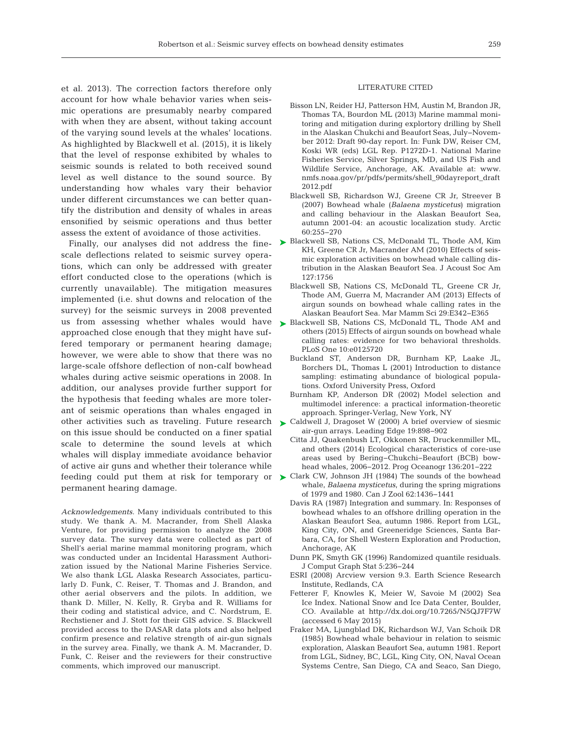et al. 2013). The correction factors therefore only account for how whale behavior varies when seismic operations are presumably nearby compared with when they are absent, without taking account of the varying sound levels at the whales' locations. As highlighted by Blackwell et al. (2015), it is likely that the level of response exhibited by whales to seismic sounds is related to both received sound level as well distance to the sound source. By understanding how whales vary their behavior under different circumstances we can better quantify the distribution and density of whales in areas ensonified by seismic operations and thus better assess the extent of avoidance of those activities.

Finally, our analyses did not address the fine-scale deflections related to seismic survey operations, which can only be addressed with greater effort conducted close to the operations (which is currently unavailable). The mitigation measures implemented (i.e. shut downs and relocation of the survey) for the seismic surveys in 2008 prevented us from assessing whether whales would have approached close enough that they might have suffered temporary or permanent hearing damage; however, we were able to show that there was no large-scale offshore deflection of non-calf bowhead whales during active seismic operations in 2008. In addition, our analyses provide further support for the hypothesis that feeding whales are more tolerant of seismic operations than whales engaged in other activities such as traveling. Future research on this issue should be conducted on a finer spatial scale to determine the sound levels at which whales will display immediate avoidance behavior of active air guns and whether their tolerance while feeding could put them at risk for temporary or permanent hearing damage.

*Acknowledgements*. Many individuals contributed to this study. We thank A. M. Macrander, from Shell Alaska Venture, for providing permission to analyze the 2008 survey data. The survey data were collected as part of Shell's aerial marine mammal monitoring program, which was conducted under an Incidental Harassment Authorization issued by the National Marine Fisheries Service. We also thank LGL Alaska Research Associates, particularly D. Funk, C. Reiser, T. Thomas and J. Brandon, and other aerial observers and the pilots. In addition, we thank D. Miller, N. Kelly, R. Gryba and R. Williams for their coding and statistical advice, and C. Nordstrum, E. Rechstiener and J. Stott for their GIS advice. S. Blackwell provided access to the DASAR data plots and also helped confirm presence and relative strength of air-gun signals in the survey area. Finally, we thank A. M. Macrander, D. Funk, C. Reiser and the reviewers for their constructive comments, which improved our manuscript.

## LITERATURE CITED

- Bisson LN, Reider HJ, Patterson HM, Austin M, Brandon JR, Thomas TA, Bourdon ML (2013) Marine mammal monitoring and mitigation during explortory drilling by Shell in the Alaskan Chukchi and Beaufort Seas, July–November 2012: Draft 90-day report. In: Funk DW, Reiser CM, Koski WR (eds) LGL Rep. P1272D-1. National Marine Fisheries Service, Silver Springs, MD, and US Fish and Wildlife Service, Anchorage, AK. Available at: www.nmfs.noaa.gov/pr/pdfs/permits/shell_90dayreport_draft2012.pdf
- Blackwell SB, Richardson WJ, Greene CR Jr, Streever B (2007) Bowhead whale (*Balaena mysticetus*) migration and calling behaviour in the Alaskan Beaufort Sea, autumn 2001-04: an acoustic localization study. Arctic 60:255–270
- Blackwell SB, Nations CS, McDonald TL, Thode AM, Kim KH, Greene CR Jr, Macrander AM (2010) Effects of seismic exploration activities on bowhead whale calling distribution in the Alaskan Beaufort Sea. J Acoust Soc Am 127:1756
- Blackwell SB, Nations CS, McDonald TL, Greene CR Jr, Thode AM, Guerra M, Macrander AM (2013) Effects of airgun sounds on bowhead whale calling rates in the Alaskan Beaufort Sea. Mar Mamm Sci 29:E342–E365
- Blackwell SB, Nations CS, McDonald TL, Thode AM and others (2015) Effects of airgun sounds on bowhead whale calling rates: evidence for two behavioral thresholds. PLoS One 10:e0125720
- Buckland ST, Anderson DR, Burnham KP, Laake JL, Borchers DL, Thomas L (2001) Introduction to distance sampling: estimating abundance of biological populations. Oxford University Press, Oxford
- Burnham KP, Anderson DR (2002) Model selection and multimodel inference: a practical information-theoretic approach. Springer-Verlag, New York, NY
- Caldwell J, Dragoset W (2000) A brief overview of siesmic air-gun arrays. Leading Edge 19:898–902
- Citta JJ, Quakenbush LT, Okkonen SR, Druckenmiller ML, and others (2014) Ecological characteristics of core-use areas used by Bering–Chukchi–Beaufort (BCB) bowhead whales, 2006–2012. Prog Oceanogr 136:201–222
- Clark CW, Johnson JH (1984) The sounds of the bowhead whale, *Balaena mysticetus*, during the spring migrations of 1979 and 1980. Can J Zool 62:1436–1441
- Davis RA (1987) Integration and summary. In: Responses of bowhead whales to an offshore drilling operation in the Alaskan Beaufort Sea, autumn 1986. Report from LGL, King City, ON, and Greeneridge Sciences, Santa Barbara, CA, for Shell Western Exploration and Production, Anchorage, AK
- Dunn PK, Smyth GK (1996) Randomized quantile residuals. J Comput Graph Stat 5:236–244
- ESRI (2008) Arcview version 9.3. Earth Science Research Institute, Redlands, CA
- Fetterer F, Knowles K, Meier W, Savoie M (2002) Sea Ice Index. National Snow and Ice Data Center, Boulder, CO. Available at http://dx.doi.org/10.7265/N5QJ7F7W (accessed 6 May 2015)
- Fraker MA, Ljungblad DK, Richardson WJ, Van Schoik DR (1985) Bowhead whale behaviour in relation to seismic exploration, Alaskan Beaufort Sea, autumn 1981. Report from LGL, Sidney, BC, LGL, King City, ON, Naval Ocean Systems Centre, San Diego, CA and Seaco, San Diego,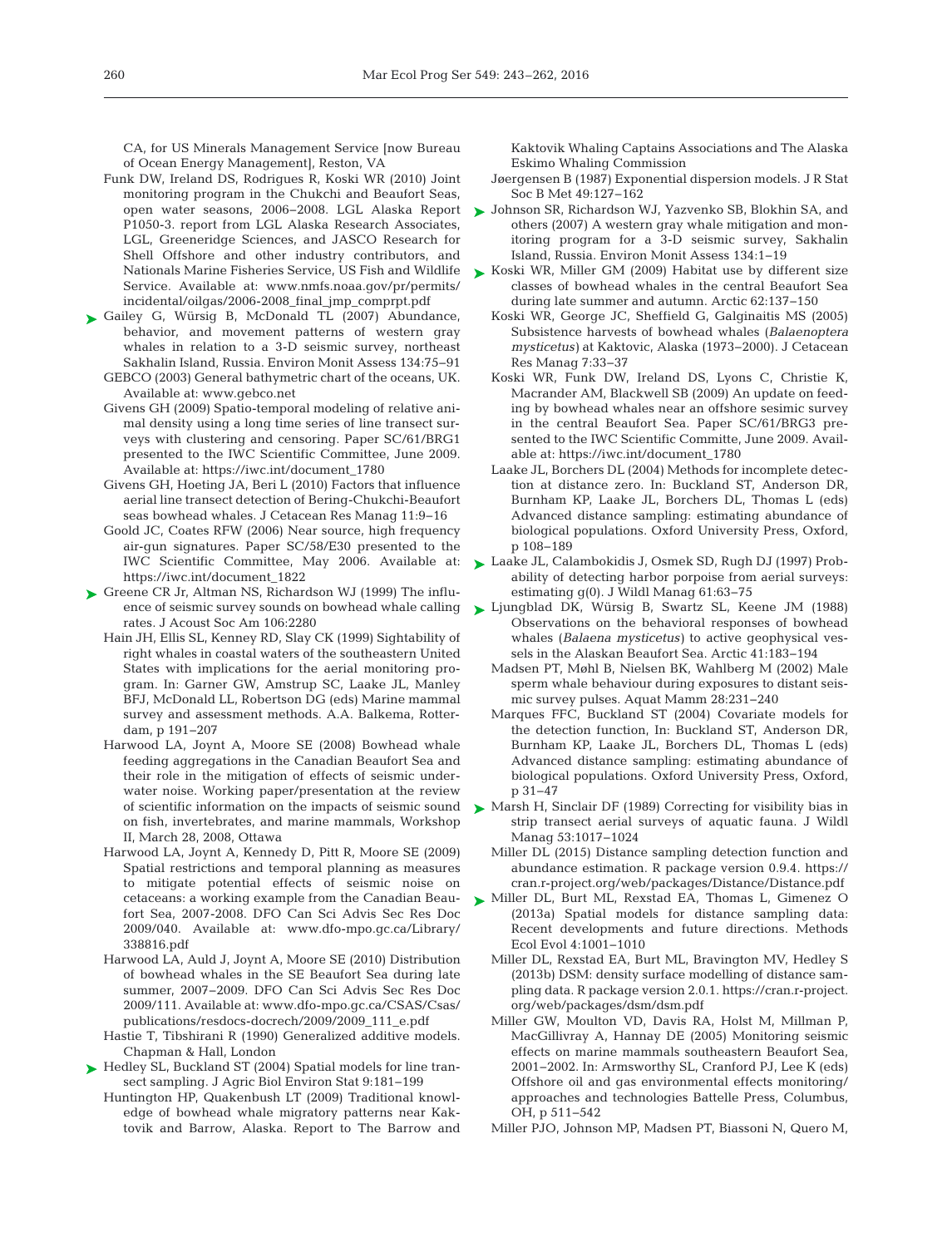CA, for US Minerals Management Service [now Bureau of Ocean Energy Management], Reston, VA

Funk DW, Ireland DS, Rodrigues R, Koski WR (2010) Joint monitoring program in the Chukchi and Beaufort Seas, open water seasons, 2006–2008. LGL Alaska Report P1050-3. report from LGL Alaska Research Associates, LGL, Greeneridge Sciences, and JASCO Research for Shell Offshore and other industry contributors, and Nationals Marine Fisheries Service, US Fish and Wildlife Service. Available at: www.nmfs.noaa.gov/pr/permits/incidental/oilgas/2006-2008_final_jmp_comprpt.pdf

Gailey G, Würsig B, McDonald TL (2007) Abundance, behavior, and movement patterns of western gray whales in relation to a 3-D seismic survey, northeast Sakhalin Island, Russia. Environ Monit Assess 134:75–91

GEBCO (2003) General bathymetric chart of the oceans, UK. Available at: www.gebco.net

Givens GH (2009) Spatio-temporal modeling of relative animal density using a long time series of line transect surveys with clustering and censoring. Paper SC/61/BRG1 presented to the IWC Scientific Committee, June 2009. Available at: https://iwc.int/document_1780

Givens GH, Hoeting JA, Beri L (2010) Factors that influence aerial line transect detection of Bering-Chukchi-Beaufort seas bowhead whales. J Cetacean Res Manag 11:9–16

Goold JC, Coates RFW (2006) Near source, high frequency air-gun signatures. Paper SC/58/E30 presented to the IWC Scientific Committee, May 2006. Available at: https://iwc.int/document_1822

Greene CR Jr, Altman NS, Richardson WJ (1999) The influence of seismic survey sounds on bowhead whale calling rates. J Acoust Soc Am 106:2280

Hain JH, Ellis SL, Kenney RD, Slay CK (1999) Sightability of right whales in coastal waters of the southeastern United States with implications for the aerial monitoring program. In: Garner GW, Amstrup SC, Laake JL, Manley BFJ, McDonald LL, Robertson DG (eds) Marine mammal survey and assessment methods. A.A. Balkema, Rotterdam, p 191–207

Harwood LA, Joynt A, Moore SE (2008) Bowhead whale feeding aggregations in the Canadian Beaufort Sea and their role in the mitigation of effects of seismic underwater noise. Working paper/presentation at the review of scientific information on the impacts of seismic sound on fish, invertebrates, and marine mammals, Workshop II, March 28, 2008, Ottawa

Harwood LA, Joynt A, Kennedy D, Pitt R, Moore SE (2009) Spatial restrictions and temporal planning as measures to mitigate potential effects of seismic noise on cetaceans: a working example from the Canadian Beaufort Sea, 2007-2008. DFO Can Sci Advis Sec Res Doc 2009/040. Available at: www.dfo-mpo.gc.ca/Library/338816.pdf

Harwood LA, Auld J, Joynt A, Moore SE (2010) Distribution of bowhead whales in the SE Beaufort Sea during late summer, 2007–2009. DFO Can Sci Advis Sec Res Doc 2009/111. Available at: www.dfo-mpo.gc.ca/CSAS/Csas/publications/resdocs-docrech/2009/2009_111_e.pdf

Hastie T, Tibshirani R (1990) Generalized additive models. Chapman & Hall, London

Hedley SL, Buckland ST (2004) Spatial models for line transect sampling. J Agric Biol Environ Stat 9:181–199

Huntington HP, Quakenbush LT (2009) Traditional knowledge of bowhead whale migratory patterns near Kaktovik and Barrow, Alaska. Report to The Barrow and Kaktovik Whaling Captains Associations and The Alaska Eskimo Whaling Commission

Jøergensen B (1987) Exponential dispersion models. J R Stat Soc B Met 49:127–162

Johnson SR, Richardson WJ, Yazvenko SB, Blokhin SA, and others (2007) A western gray whale mitigation and monitoring program for a 3-D seismic survey, Sakhalin Island, Russia. Environ Monit Assess 134:1–19

Koski WR, Miller GM (2009) Habitat use by different size classes of bowhead whales in the central Beaufort Sea during late summer and autumn. Arctic 62:137–150

Koski WR, George JC, Sheffield G, Galginaitis MS (2005) Subsistence harvests of bowhead whales (*Balaenoptera mysticetus*) at Kaktovic, Alaska (1973–2000). J Cetacean Res Manag 7:33–37

Koski WR, Funk DW, Ireland DS, Lyons C, Christie K, Macrander AM, Blackwell SB (2009) An update on feeding by bowhead whales near an offshore sesimic survey in the central Beaufort Sea. Paper SC/61/BRG3 presented to the IWC Scientific Committe, June 2009. Available at: https://iwc.int/document_1780

Laake JL, Borchers DL (2004) Methods for incomplete detection at distance zero. In: Buckland ST, Anderson DR, Burnham KP, Laake JL, Borchers DL, Thomas L (eds) Advanced distance sampling: estimating abundance of biological populations. Oxford University Press, Oxford, p 108–189

Laake JL, Calambokidis J, Osmek SD, Rugh DJ (1997) Probability of detecting harbor porpoise from aerial surveys: estimating g(0). J Wildl Manag 61:63–75

Ljungblad DK, Würsig B, Swartz SL, Keene JM (1988) Observations on the behavioral responses of bowhead whales (*Balaena mysticetus*) to active geophysical vessels in the Alaskan Beaufort Sea. Arctic 41:183–194

Madsen PT, Møhl B, Nielsen BK, Wahlberg M (2002) Male sperm whale behaviour during exposures to distant seismic survey pulses. Aquat Mamm 28:231–240

Marques FFC, Buckland ST (2004) Covariate models for the detection function, In: Buckland ST, Anderson DR, Burnham KP, Laake JL, Borchers DL, Thomas L (eds) Advanced distance sampling: estimating abundance of biological populations. Oxford University Press, Oxford, p 31–47

Marsh H, Sinclair DF (1989) Correcting for visibility bias in strip transect aerial surveys of aquatic fauna. J Wildl Manag 53:1017–1024

Miller DL (2015) Distance sampling detection function and abundance estimation. R package version 0.9.4. https://cran.r-project.org/web/packages/Distance/Distance.pdf

Miller DL, Burt ML, Rexstad EA, Thomas L, Gimenez O (2013a) Spatial models for distance sampling data: Recent developments and future directions. Methods Ecol Evol 4:1001–1010

Miller DL, Rexstad EA, Burt ML, Bravington MV, Hedley S (2013b) DSM: density surface modelling of distance sampling data. R package version 2.0.1. https://cran.r-project.org/web/packages/dsm/dsm.pdf

Miller GW, Moulton VD, Davis RA, Holst M, Millman P, MacGillivray A, Hannay DE (2005) Monitoring seismic effects on marine mammals southeastern Beaufort Sea, 2001–2002. In: Armsworthy SL, Cranford PJ, Lee K (eds) Offshore oil and gas environmental effects monitoring/approaches and technologies Battelle Press, Columbus, OH, p 511–542

Miller PJO, Johnson MP, Madsen PT, Biassoni N, Quero M,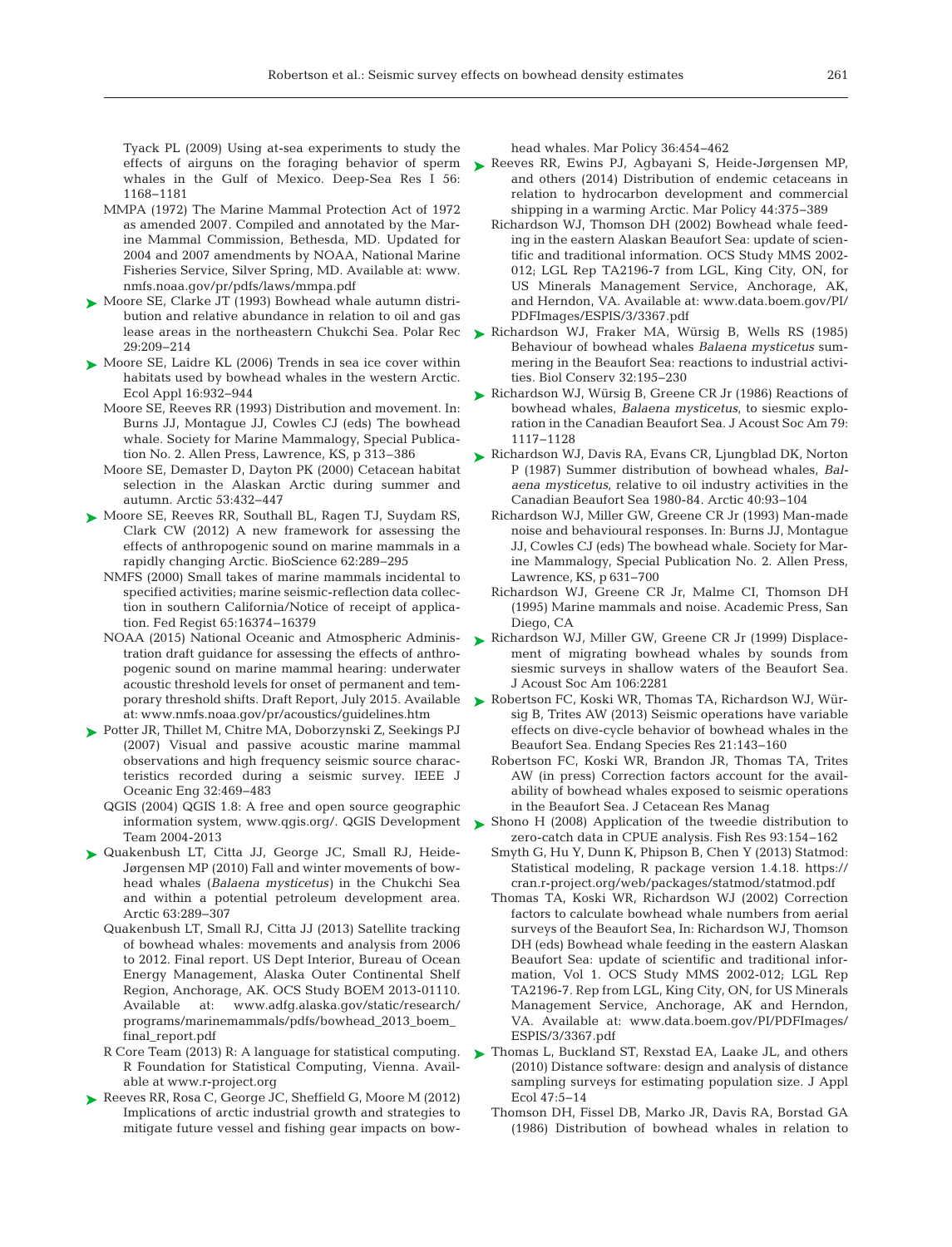Tyack PL (2009) Using at-sea experiments to study the effects of airguns on the foraging behavior of sperm whales in the Gulf of Mexico. Deep-Sea Res I 56: 1168−1181

MMPA (1972) The Marine Mammal Protection Act of 1972 as amended 2007. Compiled and annotated by the Marine Mammal Commission, Bethesda, MD. Updated for 2004 and 2007 amendments by NOAA, National Marine Fisheries Service, Silver Spring, MD. Available at: www.nmfs.noaa.gov/pr/pdfs/laws/mmpa.pdf

Moore SE, Clarke JT (1993) Bowhead whale autumn distribution and relative abundance in relation to oil and gas lease areas in the northeastern Chukchi Sea. Polar Rec 29:209−214

Moore SE, Laidre KL (2006) Trends in sea ice cover within habitats used by bowhead whales in the western Arctic. Ecol Appl 16:932−944

Moore SE, Reeves RR (1993) Distribution and movement. In: Burns JJ, Montague JJ, Cowles CJ (eds) The bowhead whale. Society for Marine Mammalogy, Special Publication No. 2. Allen Press, Lawrence, KS, p 313−386

Moore SE, Demaster D, Dayton PK (2000) Cetacean habitat selection in the Alaskan Arctic during summer and autumn. Arctic 53:432−447

Moore SE, Reeves RR, Southall BL, Ragen TJ, Suydam RS, Clark CW (2012) A new framework for assessing the effects of anthropogenic sound on marine mammals in a rapidly changing Arctic. BioScience 62:289−295

NMFS (2000) Small takes of marine mammals incidental to specified activities; marine seismic-reflection data collection in southern California/Notice of receipt of application. Fed Regist 65:16374−16379

NOAA (2015) National Oceanic and Atmospheric Administration draft guidance for assessing the effects of anthropogenic sound on marine mammal hearing: underwater acoustic threshold levels for onset of permanent and temporary threshold shifts. Draft Report, July 2015. Available at: www.nmfs.noaa.gov/pr/acoustics/guidelines.htm

Potter JR, Thillet M, Chitre MA, Doborzynski Z, Seekings PJ (2007) Visual and passive acoustic marine mammal observations and high frequency seismic source characteristics recorded during a seismic survey. IEEE J Oceanic Eng 32:469−483

QGIS (2004) QGIS 1.8: A free and open source geographic information system, www.qgis.org/. QGIS Development Team 2004-2013

Quakenbush LT, Citta JJ, George JC, Small RJ, Heide-Jørgensen MP (2010) Fall and winter movements of bowhead whales (*Balaena mysticetus*) in the Chukchi Sea and within a potential petroleum development area. Arctic 63:289−307

Quakenbush LT, Small RJ, Citta JJ (2013) Satellite tracking of bowhead whales: movements and analysis from 2006 to 2012. Final report. US Dept Interior, Bureau of Ocean Energy Management, Alaska Outer Continental Shelf Region, Anchorage, AK. OCS Study BOEM 2013-01110. Available at: www.adfg.alaska.gov/static/research/programs/marinemammals/pdfs/bowhead_2013_boem_final_report.pdf

R Core Team (2013) R: A language for statistical computing. R Foundation for Statistical Computing, Vienna. Available at www.r-project.org

Reeves RR, Rosa C, George JC, Sheffield G, Moore M (2012) Implications of arctic industrial growth and strategies to mitigate future vessel and fishing gear impacts on bowhead whales. Mar Policy 36:454−462

Reeves RR, Ewins PJ, Agbayani S, Heide-Jørgensen MP, and others (2014) Distribution of endemic cetaceans in relation to hydrocarbon development and commercial shipping in a warming Arctic. Mar Policy 44:375−389

Richardson WJ, Thomson DH (2002) Bowhead whale feeding in the eastern Alaskan Beaufort Sea: update of scientific and traditional information. OCS Study MMS 2002-012; LGL Rep TA2196-7 from LGL, King City, ON, for US Minerals Management Service, Anchorage, AK, and Herndon, VA. Available at: www.data.boem.gov/PI/PDFImages/ESPIS/3/3367.pdf

Richardson WJ, Fraker MA, Würsig B, Wells RS (1985) Behaviour of bowhead whales *Balaena mysticetus* summering in the Beaufort Sea: reactions to industrial activities. Biol Conserv 32:195−230

Richardson WJ, Würsig B, Greene CR Jr (1986) Reactions of bowhead whales, *Balaena mysticetus*, to siesmic exploration in the Canadian Beaufort Sea. J Acoust Soc Am 79: 1117−1128

Richardson WJ, Davis RA, Evans CR, Ljungblad DK, Norton P (1987) Summer distribution of bowhead whales, *Balaena mysticetus*, relative to oil industry activities in the Canadian Beaufort Sea 1980-84. Arctic 40:93−104

Richardson WJ, Miller GW, Greene CR Jr (1993) Man-made noise and behavioural responses. In: Burns JJ, Montague JJ, Cowles CJ (eds) The bowhead whale. Society for Marine Mammalogy, Special Publication No. 2. Allen Press, Lawrence, KS, p 631−700

Richardson WJ, Greene CR Jr, Malme CI, Thomson DH (1995) Marine mammals and noise. Academic Press, San Diego, CA

Richardson WJ, Miller GW, Greene CR Jr (1999) Displacement of migrating bowhead whales by sounds from seismic surveys in shallow waters of the Beaufort Sea. J Acoust Soc Am 106:2281

Robertson FC, Koski WR, Thomas TA, Richardson WJ, Würsig B, Trites AW (2013) Seismic operations have variable effects on dive-cycle behavior of bowhead whales in the Beaufort Sea. Endang Species Res 21:143−160

Robertson FC, Koski WR, Brandon JR, Thomas TA, Trites AW (in press) Correction factors account for the availability of bowhead whales exposed to seismic operations in the Beaufort Sea. J Cetacean Res Manag

Shono H (2008) Application of the tweedie distribution to zero-catch data in CPUE analysis. Fish Res 93:154−162

Smyth G, Hu Y, Dunn K, Phipson B, Chen Y (2013) Statmod: Statistical modeling, R package version 1.4.18. https://cran.r-project.org/web/packages/statmod/statmod.pdf

Thomas TA, Koski WR, Richardson WJ (2002) Correction factors to calculate bowhead whale numbers from aerial surveys of the Beaufort Sea, In: Richardson WJ, Thomson DH (eds) Bowhead whale feeding in the eastern Alaskan Beaufort Sea: update of scientific and traditional information, Vol 1. OCS Study MMS 2002-012; LGL Rep TA2196-7. Rep from LGL, King City, ON, for US Minerals Management Service, Anchorage, AK and Herndon, VA. Available at: www.data.boem.gov/PI/PDFImages/ESPIS/3/3367.pdf

Thomas L, Buckland ST, Rexstad EA, Laake JL, and others (2010) Distance software: design and analysis of distance sampling surveys for estimating population size. J Appl Ecol 47:5−14

Thomson DH, Fissel DB, Marko JR, Davis RA, Borstad GA (1986) Distribution of bowhead whales in relation to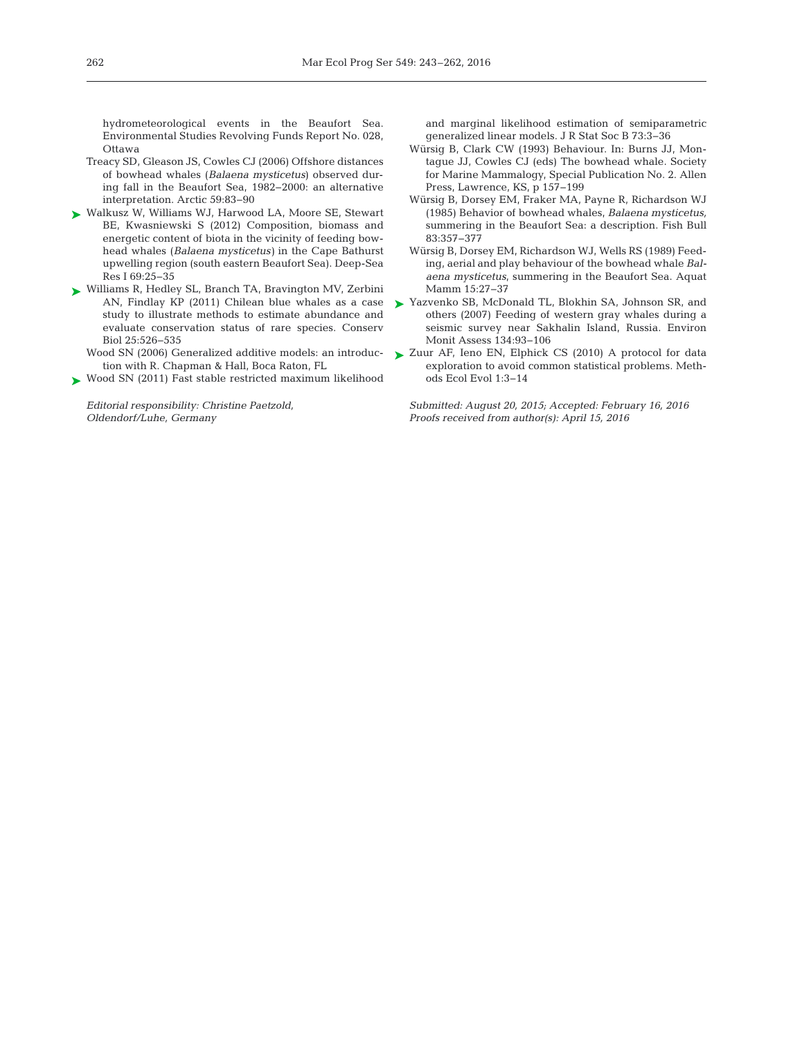hydrometeorological events in the Beaufort Sea. Environmental Studies Revolving Funds Report No. 028, Ottawa

Treacy SD, Gleason JS, Cowles CJ (2006) Offshore distances of bowhead whales (*Balaena mysticetus*) observed during fall in the Beaufort Sea, 1982−2000: an alternative interpretation. Arctic 59:83−90

Walkusz W, Williams WJ, Harwood LA, Moore SE, Stewart BE, Kwasniewski S (2012) Composition, biomass and energetic content of biota in the vicinity of feeding bowhead whales (*Balaena mysticetus*) in the Cape Bathurst upwelling region (south eastern Beaufort Sea). Deep-Sea Res I 69:25−35

Williams R, Hedley SL, Branch TA, Bravington MV, Zerbini AN, Findlay KP (2011) Chilean blue whales as a case study to illustrate methods to estimate abundance and evaluate conservation status of rare species. Conserv Biol 25:526−535

Wood SN (2006) Generalized additive models: an introduction with R. Chapman & Hall, Boca Raton, FL

Wood SN (2011) Fast stable restricted maximum likelihood and marginal likelihood estimation of semiparametric generalized linear models. J R Stat Soc B 73:3−36

Würsig B, Clark CW (1993) Behaviour. In: Burns JJ, Montague JJ, Cowles CJ (eds) The bowhead whale. Society for Marine Mammalogy, Special Publication No. 2. Allen Press, Lawrence, KS, p 157−199

Würsig B, Dorsey EM, Fraker MA, Payne R, Richardson WJ (1985) Behavior of bowhead whales, *Balaena mysticetus*, summering in the Beaufort Sea: a description. Fish Bull 83:357−377

Würsig B, Dorsey EM, Richardson WJ, Wells RS (1989) Feeding, aerial and play behaviour of the bowhead whale *Balaena mysticetus*, summering in the Beaufort Sea. Aquat Mamm 15:27−37

Yazvenko SB, McDonald TL, Blokhin SA, Johnson SR, and others (2007) Feeding of western gray whales during a seismic survey near Sakhalin Island, Russia. Environ Monit Assess 134:93−106

Zuur AF, Ieno EN, Elphick CS (2010) A protocol for data exploration to avoid common statistical problems. Methods Ecol Evol 1:3−14

*Editorial responsibility: Christine Paetzold, Oldendorf/Luhe, Germany*

*Submitted: August 20, 2015; Accepted: February 16, 2016*
*Proofs received from author(s): April 15, 2016*